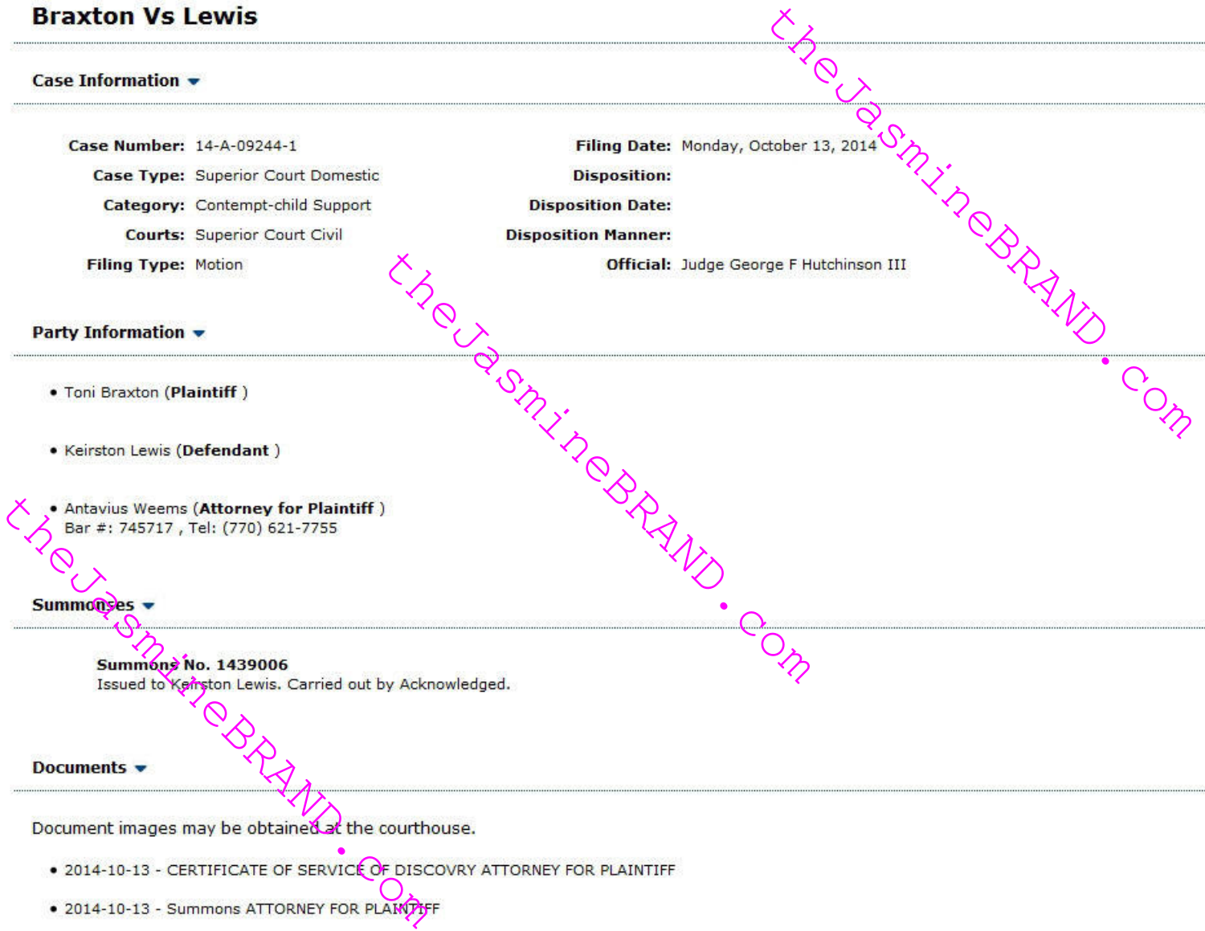# Braxton Vs Lewis

## Case Information

| | | | |
|---|---|---|---|
| **Case Number:** | 14-A-09244-1 | **Filing Date:** | Monday, October 13, 2014 |
| **Case Type:** | Superior Court Domestic | **Disposition:** | |
| **Category:** | Contempt-child Support | **Disposition Date:** | |
| **Courts:** | Superior Court Civil | **Disposition Manner:** | |
| **Filing Type:** | Motion | **Official:** | Judge George F Hutchinson III |

## Party Information

- Toni Braxton (**Plaintiff** )
- Keirston Lewis (**Defendant** )
- Antavius Weems (**Attorney for Plaintiff** )
  Bar #: 745717 , Tel: (770) 621-7755

## Summonses

**Summons No. 1439006**
Issued to Keirston Lewis. Carried out by Acknowledged.

## Documents

Document images may be obtained at the courthouse.

- 2014-10-13 - CERTIFICATE OF SERVICE OF DISCOVRY ATTORNEY FOR PLAINTIFF
- 2014-10-13 - Summons ATTORNEY FOR PLAINTIFF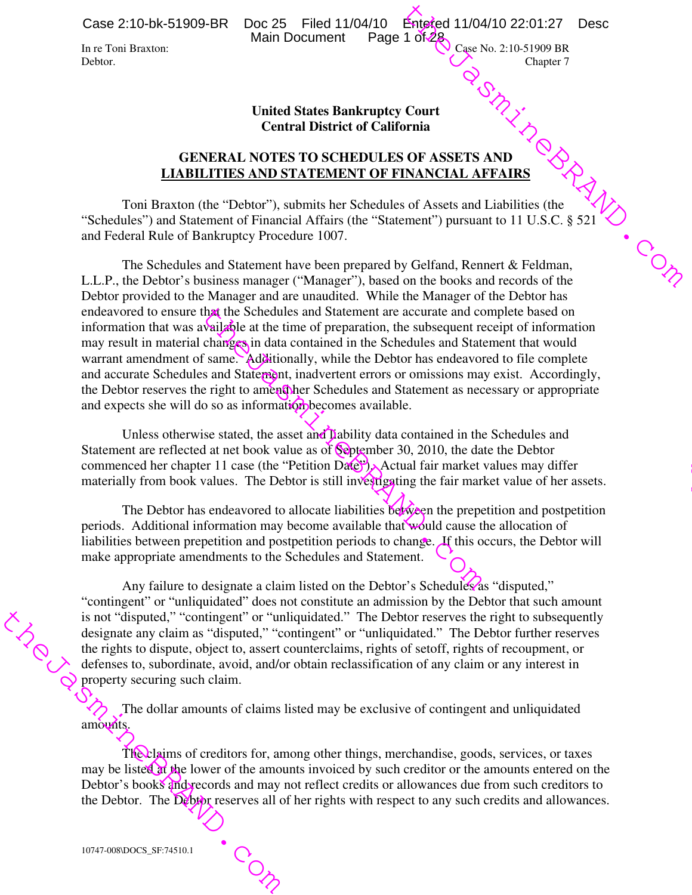In re Toni Braxton:
Debtor.

Case No. 2:10-51909 BR
Chapter 7

**United States Bankruptcy Court**
**Central District of California**

**GENERAL NOTES TO SCHEDULES OF ASSETS AND LIABILITIES AND STATEMENT OF FINANCIAL AFFAIRS**

Toni Braxton (the "Debtor"), submits her Schedules of Assets and Liabilities (the "Schedules") and Statement of Financial Affairs (the "Statement") pursuant to 11 U.S.C. § 521 and Federal Rule of Bankruptcy Procedure 1007.

The Schedules and Statement have been prepared by Gelfand, Rennert & Feldman, L.L.P., the Debtor's business manager ("Manager"), based on the books and records of the Debtor provided to the Manager and are unaudited. While the Manager of the Debtor has endeavored to ensure that the Schedules and Statement are accurate and complete based on information that was available at the time of preparation, the subsequent receipt of information may result in material changes in data contained in the Schedules and Statement that would warrant amendment of same. Additionally, while the Debtor has endeavored to file complete and accurate Schedules and Statement, inadvertent errors or omissions may exist. Accordingly, the Debtor reserves the right to amend her Schedules and Statement as necessary or appropriate and expects she will do so as information becomes available.

Unless otherwise stated, the asset and liability data contained in the Schedules and Statement are reflected at net book value as of September 30, 2010, the date the Debtor commenced her chapter 11 case (the "Petition Date"). Actual fair market values may differ materially from book values. The Debtor is still investigating the fair market value of her assets.

The Debtor has endeavored to allocate liabilities between the prepetition and postpetition periods. Additional information may become available that would cause the allocation of liabilities between prepetition and postpetition periods to change. If this occurs, the Debtor will make appropriate amendments to the Schedules and Statement.

Any failure to designate a claim listed on the Debtor's Schedules as "disputed," "contingent" or "unliquidated" does not constitute an admission by the Debtor that such amount is not "disputed," "contingent" or "unliquidated." The Debtor reserves the right to subsequently designate any claim as "disputed," "contingent" or "unliquidated." The Debtor further reserves the rights to dispute, object to, assert counterclaims, rights of setoff, rights of recoupment, or defenses to, subordinate, avoid, and/or obtain reclassification of any claim or any interest in property securing such claim.

The dollar amounts of claims listed may be exclusive of contingent and unliquidated amounts.

The claims of creditors for, among other things, merchandise, goods, services, or taxes may be listed at the lower of the amounts invoiced by such creditor or the amounts entered on the Debtor's books and records and may not reflect credits or allowances due from such creditors to the Debtor. The Debtor reserves all of her rights with respect to any such credits and allowances.

10747-008\DOCS_SF:74510.1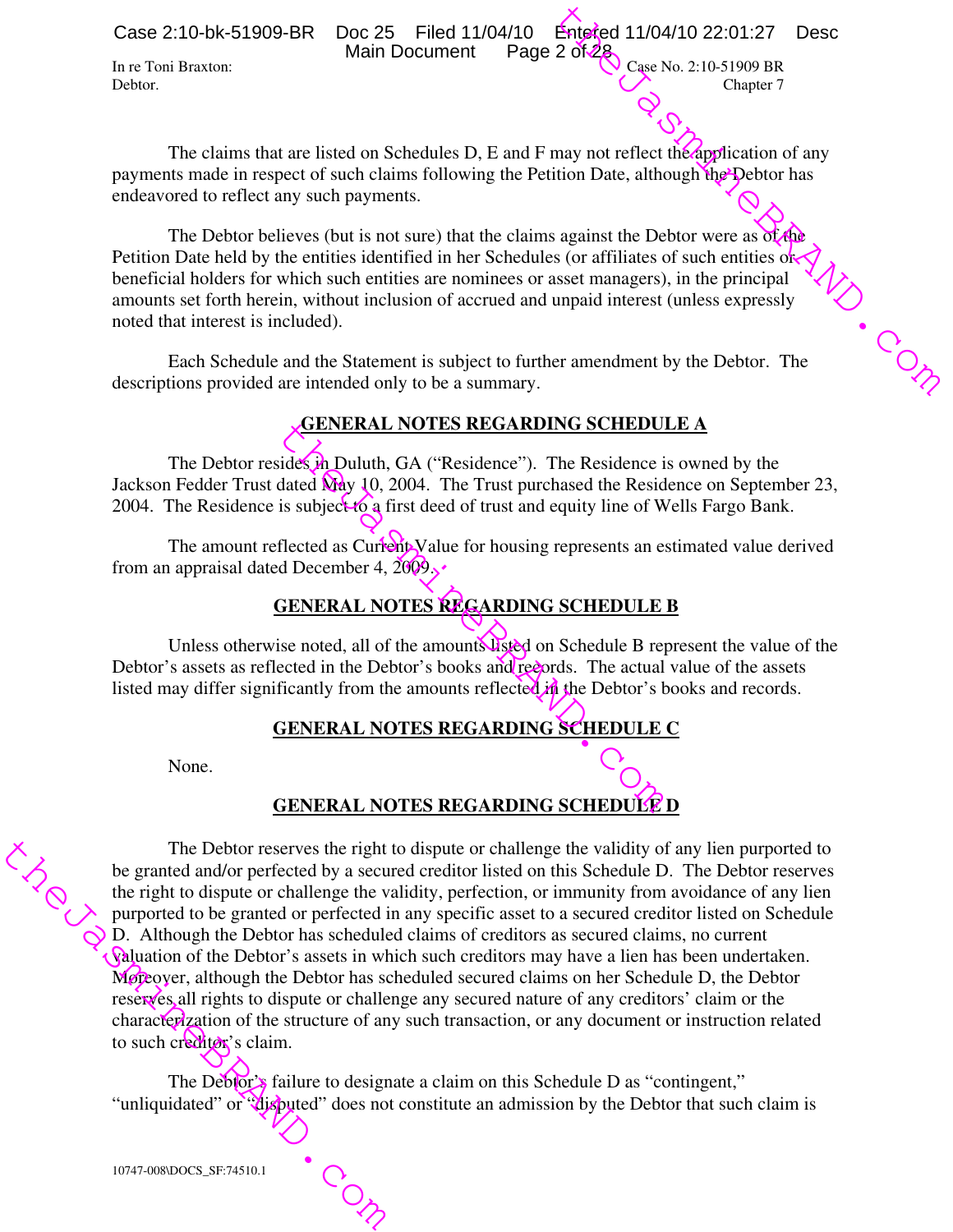The claims that are listed on Schedules D, E and F may not reflect the application of any payments made in respect of such claims following the Petition Date, although the Debtor has endeavored to reflect any such payments.

The Debtor believes (but is not sure) that the claims against the Debtor were as of the Petition Date held by the entities identified in her Schedules (or affiliates of such entities or beneficial holders for which such entities are nominees or asset managers), in the principal amounts set forth herein, without inclusion of accrued and unpaid interest (unless expressly noted that interest is included).

Each Schedule and the Statement is subject to further amendment by the Debtor. The descriptions provided are intended only to be a summary.

## GENERAL NOTES REGARDING SCHEDULE A

The Debtor resides in Duluth, GA ("Residence"). The Residence is owned by the Jackson Fedder Trust dated May 10, 2004. The Trust purchased the Residence on September 23, 2004. The Residence is subject to a first deed of trust and equity line of Wells Fargo Bank.

The amount reflected as Current Value for housing represents an estimated value derived from an appraisal dated December 4, 2009.

## GENERAL NOTES REGARDING SCHEDULE B

Unless otherwise noted, all of the amounts listed on Schedule B represent the value of the Debtor's assets as reflected in the Debtor's books and records. The actual value of the assets listed may differ significantly from the amounts reflected in the Debtor's books and records.

## GENERAL NOTES REGARDING SCHEDULE C

None.

## GENERAL NOTES REGARDING SCHEDULE D

The Debtor reserves the right to dispute or challenge the validity of any lien purported to be granted and/or perfected by a secured creditor listed on this Schedule D. The Debtor reserves the right to dispute or challenge the validity, perfection, or immunity from avoidance of any lien purported to be granted or perfected in any specific asset to a secured creditor listed on Schedule D. Although the Debtor has scheduled claims of creditors as secured claims, no current valuation of the Debtor's assets in which such creditors may have a lien has been undertaken. Moreover, although the Debtor has scheduled secured claims on her Schedule D, the Debtor reserves all rights to dispute or challenge any secured nature of any creditors' claim or the characterization of the structure of any such transaction, or any document or instruction related to such creditor's claim.

The Debtor's failure to designate a claim on this Schedule D as "contingent," "unliquidated" or "disputed" does not constitute an admission by the Debtor that such claim is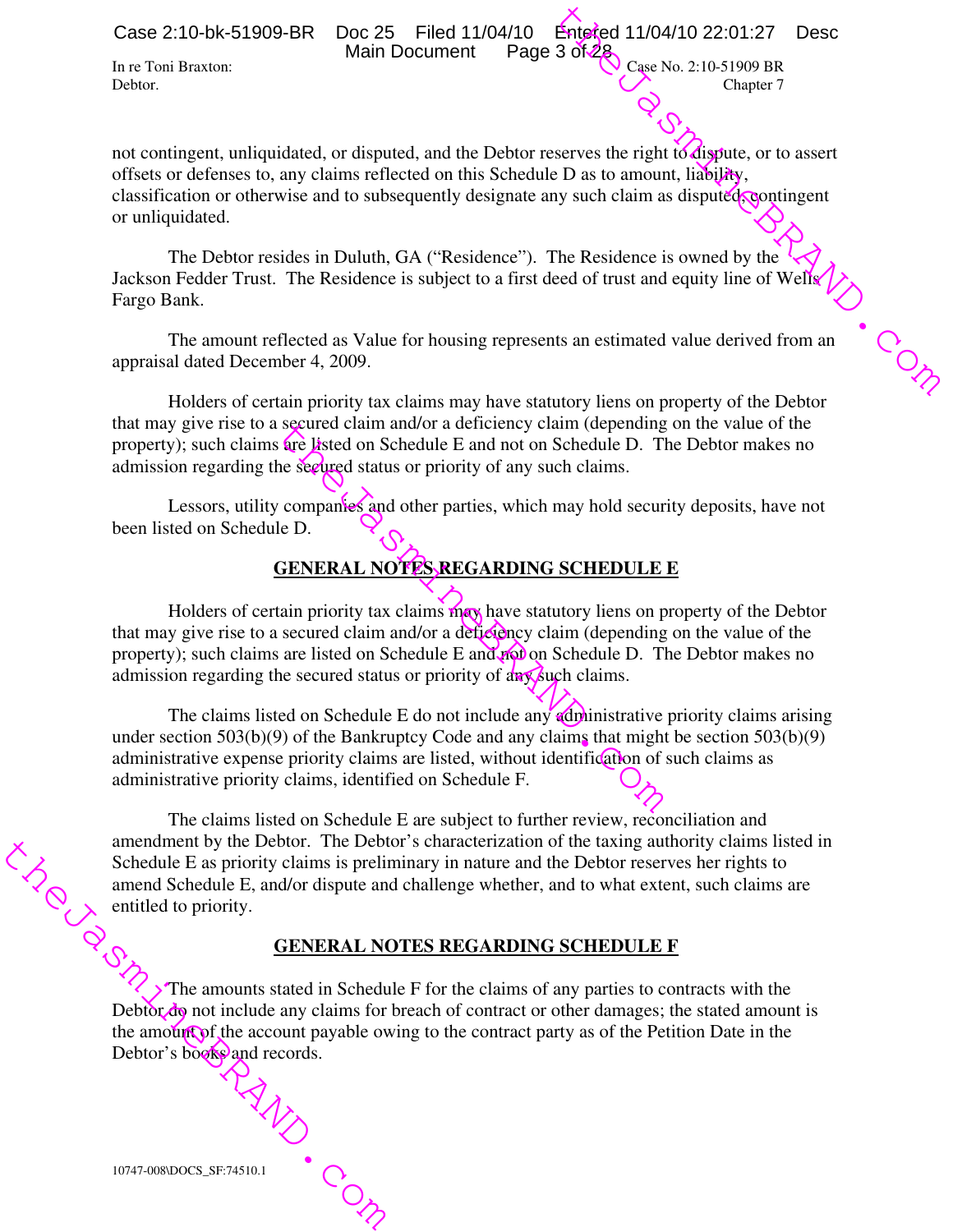not contingent, unliquidated, or disputed, and the Debtor reserves the right to dispute, or to assert offsets or defenses to, any claims reflected on this Schedule D as to amount, liability, classification or otherwise and to subsequently designate any such claim as disputed, contingent or unliquidated.

The Debtor resides in Duluth, GA ("Residence"). The Residence is owned by the Jackson Fedder Trust. The Residence is subject to a first deed of trust and equity line of Wells Fargo Bank.

The amount reflected as Value for housing represents an estimated value derived from an appraisal dated December 4, 2009.

Holders of certain priority tax claims may have statutory liens on property of the Debtor that may give rise to a secured claim and/or a deficiency claim (depending on the value of the property); such claims are listed on Schedule E and not on Schedule D. The Debtor makes no admission regarding the secured status or priority of any such claims.

Lessors, utility companies and other parties, which may hold security deposits, have not been listed on Schedule D.

## GENERAL NOTES REGARDING SCHEDULE E

Holders of certain priority tax claims may have statutory liens on property of the Debtor that may give rise to a secured claim and/or a deficiency claim (depending on the value of the property); such claims are listed on Schedule E and not on Schedule D. The Debtor makes no admission regarding the secured status or priority of any such claims.

The claims listed on Schedule E do not include any administrative priority claims arising under section 503(b)(9) of the Bankruptcy Code and any claims that might be section 503(b)(9) administrative expense priority claims are listed, without identification of such claims as administrative priority claims, identified on Schedule F.

The claims listed on Schedule E are subject to further review, reconciliation and amendment by the Debtor. The Debtor's characterization of the taxing authority claims listed in Schedule E as priority claims is preliminary in nature and the Debtor reserves her rights to amend Schedule E, and/or dispute and challenge whether, and to what extent, such claims are entitled to priority.

## GENERAL NOTES REGARDING SCHEDULE F

The amounts stated in Schedule F for the claims of any parties to contracts with the Debtor do not include any claims for breach of contract or other damages; the stated amount is the amount of the account payable owing to the contract party as of the Petition Date in the Debtor's books and records.

10747-008\DOCS_SF:74510.1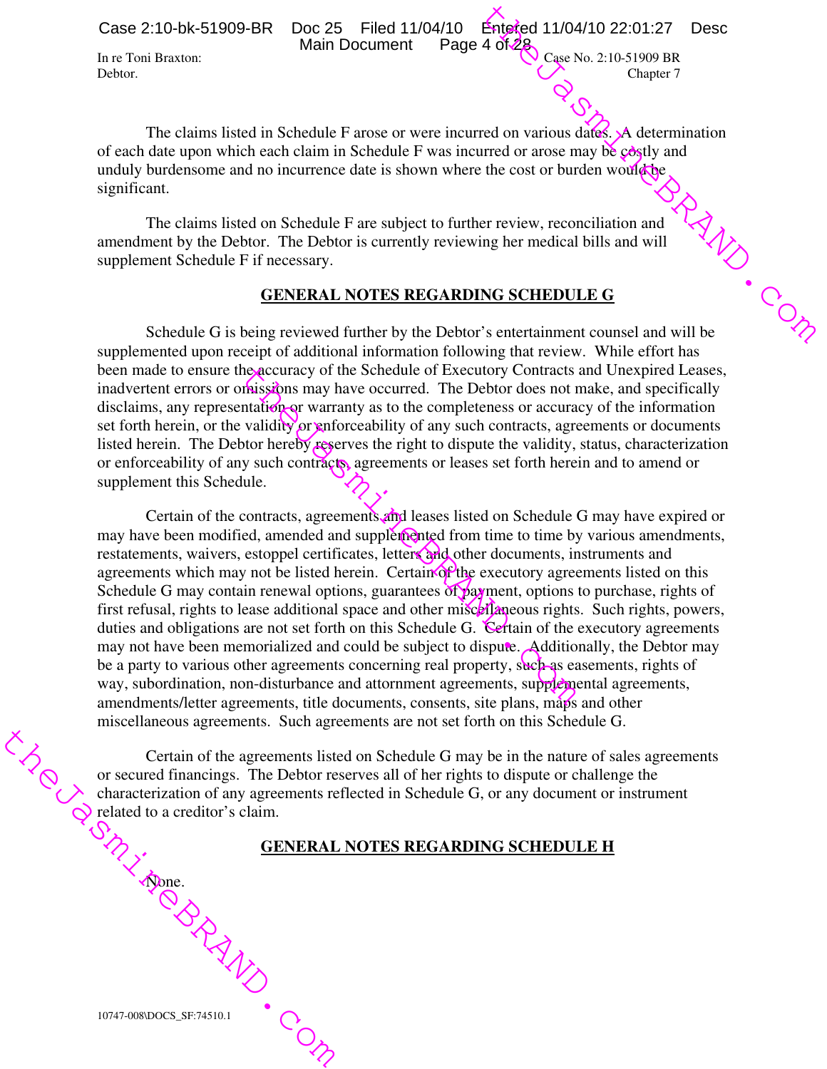The claims listed in Schedule F arose or were incurred on various dates. A determination of each date upon which each claim in Schedule F was incurred or arose may be costly and unduly burdensome and no incurrence date is shown where the cost or burden would be significant.

The claims listed on Schedule F are subject to further review, reconciliation and amendment by the Debtor. The Debtor is currently reviewing her medical bills and will supplement Schedule F if necessary.

## GENERAL NOTES REGARDING SCHEDULE G

Schedule G is being reviewed further by the Debtor's entertainment counsel and will be supplemented upon receipt of additional information following that review. While effort has been made to ensure the accuracy of the Schedule of Executory Contracts and Unexpired Leases, inadvertent errors or omissions may have occurred. The Debtor does not make, and specifically disclaims, any representation or warranty as to the completeness or accuracy of the information set forth herein, or the validity or enforceability of any such contracts, agreements or documents listed herein. The Debtor hereby reserves the right to dispute the validity, status, characterization or enforceability of any such contracts, agreements or leases set forth herein and to amend or supplement this Schedule.

Certain of the contracts, agreements and leases listed on Schedule G may have expired or may have been modified, amended and supplemented from time to time by various amendments, restatements, waivers, estoppel certificates, letters and other documents, instruments and agreements which may not be listed herein. Certain of the executory agreements listed on this Schedule G may contain renewal options, guarantees of payment, options to purchase, rights of first refusal, rights to lease additional space and other miscellaneous rights. Such rights, powers, duties and obligations are not set forth on this Schedule G. Certain of the executory agreements may not have been memorialized and could be subject to dispute. Additionally, the Debtor may be a party to various other agreements concerning real property, such as easements, rights of way, subordination, non-disturbance and attornment agreements, supplemental agreements, amendments/letter agreements, title documents, consents, site plans, maps and other miscellaneous agreements. Such agreements are not set forth on this Schedule G.

Certain of the agreements listed on Schedule G may be in the nature of sales agreements or secured financings. The Debtor reserves all of her rights to dispute or challenge the characterization of any agreements reflected in Schedule G, or any document or instrument related to a creditor's claim.

## GENERAL NOTES REGARDING SCHEDULE H

None.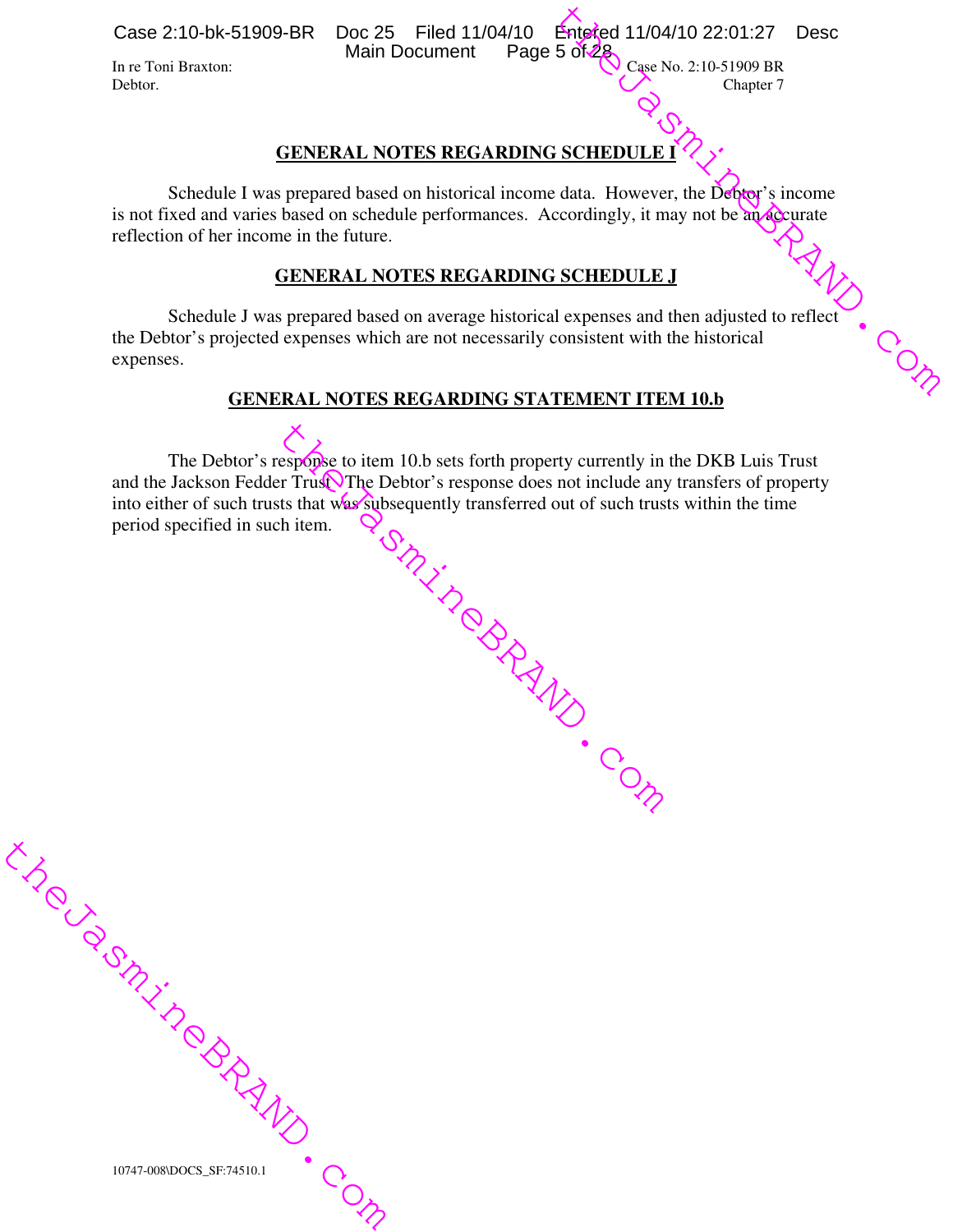In re Toni Braxton:
Debtor.

Case No. 2:10-51909 BR
Chapter 7

## GENERAL NOTES REGARDING SCHEDULE I

Schedule I was prepared based on historical income data. However, the Debtor's income is not fixed and varies based on schedule performances. Accordingly, it may not be an accurate reflection of her income in the future.

## GENERAL NOTES REGARDING SCHEDULE J

Schedule J was prepared based on average historical expenses and then adjusted to reflect the Debtor's projected expenses which are not necessarily consistent with the historical expenses.

## GENERAL NOTES REGARDING STATEMENT ITEM 10.b

The Debtor's response to item 10.b sets forth property currently in the DKB Luis Trust and the Jackson Fedder Trust. The Debtor's response does not include any transfers of property into either of such trusts that was subsequently transferred out of such trusts within the time period specified in such item.

10747-008\DOCS_SF:74510.1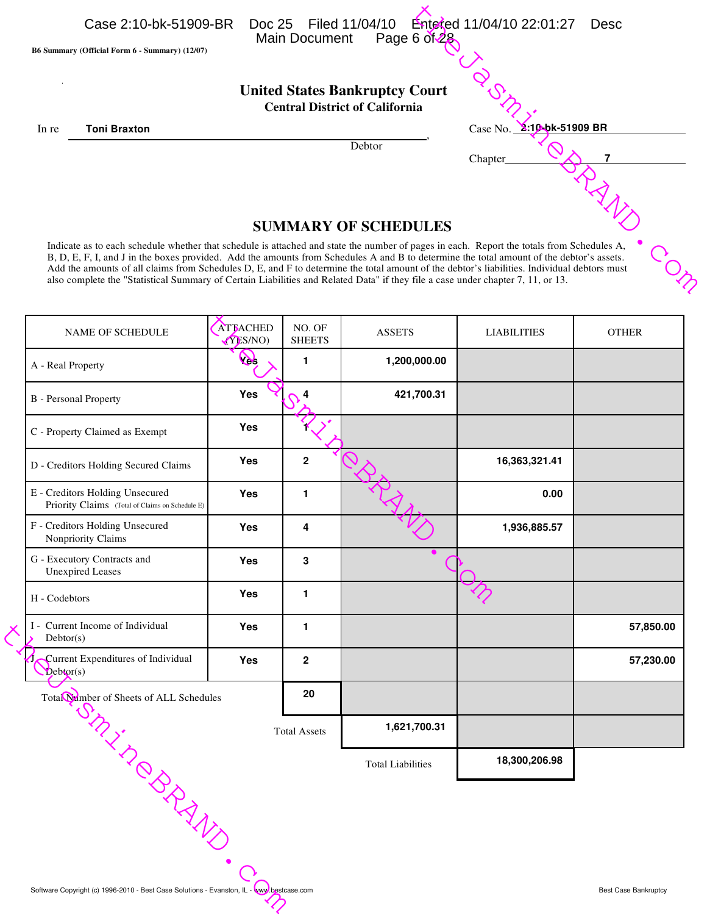B6 Summary (Official Form 6 - Summary) (12/07)

# United States Bankruptcy Court
## Central District of California

In re **Toni Braxton**, Debtor

Case No. **2:10-bk-51909 BR**

Chapter **7**

## SUMMARY OF SCHEDULES

Indicate as to each schedule whether that schedule is attached and state the number of pages in each. Report the totals from Schedules A, B, D, E, F, I, and J in the boxes provided. Add the amounts from Schedules A and B to determine the total amount of the debtor's assets. Add the amounts of all claims from Schedules D, E, and F to determine the total amount of the debtor's liabilities. Individual debtors must also complete the "Statistical Summary of Certain Liabilities and Related Data" if they file a case under chapter 7, 11, or 13.

| NAME OF SCHEDULE | ATTACHED (YES/NO) | NO. OF SHEETS | ASSETS | LIABILITIES | OTHER |
|---|---|---|---|---|---|
| A - Real Property | Yes | 1 | 1,200,000.00 | | |
| B - Personal Property | Yes | 4 | 421,700.31 | | |
| C - Property Claimed as Exempt | Yes | 1 | | | |
| D - Creditors Holding Secured Claims | Yes | 2 | | 16,363,321.41 | |
| E - Creditors Holding Unsecured Priority Claims (Total of Claims on Schedule E) | Yes | 1 | | 0.00 | |
| F - Creditors Holding Unsecured Nonpriority Claims | Yes | 4 | | 1,936,885.57 | |
| G - Executory Contracts and Unexpired Leases | Yes | 3 | | | |
| H - Codebtors | Yes | 1 | | | |
| I - Current Income of Individual Debtor(s) | Yes | 1 | | | 57,850.00 |
| J - Current Expenditures of Individual Debtor(s) | Yes | 2 | | | 57,230.00 |
| Total Number of Sheets of ALL Schedules | | 20 | | | |
| | | Total Assets | 1,621,700.31 | | |
| | | | Total Liabilities | 18,300,206.98 | |

Software Copyright (c) 1996-2010 - Best Case Solutions - Evanston, IL - www.bestcase.com | Best Case Bankruptcy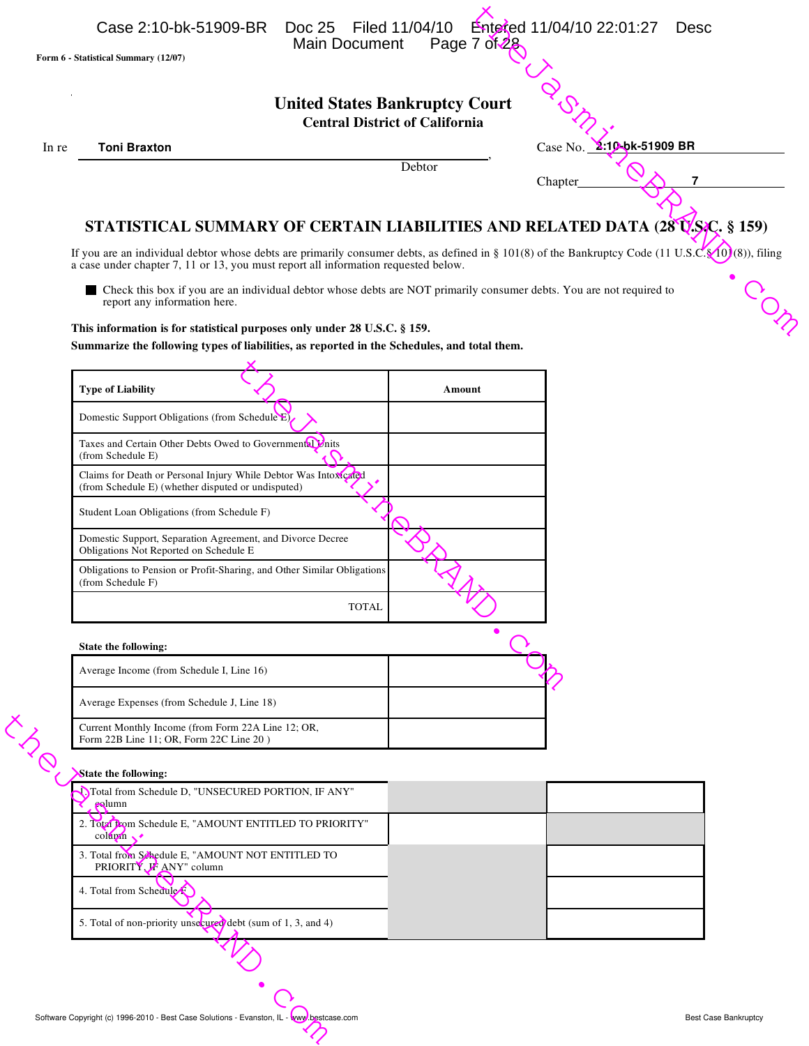Form 6 - Statistical Summary (12/07)

## United States Bankruptcy Court
### Central District of California

In re **Toni Braxton**, Debtor

Case No. **2:10-bk-51909 BR**

Chapter **7**

## STATISTICAL SUMMARY OF CERTAIN LIABILITIES AND RELATED DATA (28 U.S.C. § 159)

If you are an individual debtor whose debts are primarily consumer debts, as defined in § 101(8) of the Bankruptcy Code (11 U.S.C.§ 101(8)), filing a case under chapter 7, 11 or 13, you must report all information requested below.

■ Check this box if you are an individual debtor whose debts are NOT primarily consumer debts. You are not required to report any information here.

**This information is for statistical purposes only under 28 U.S.C. § 159.**

**Summarize the following types of liabilities, as reported in the Schedules, and total them.**

| Type of Liability | Amount |
|---|---|
| Domestic Support Obligations (from Schedule E) | |
| Taxes and Certain Other Debts Owed to Governmental Units (from Schedule E) | |
| Claims for Death or Personal Injury While Debtor Was Intoxicated (from Schedule E) (whether disputed or undisputed) | |
| Student Loan Obligations (from Schedule F) | |
| Domestic Support, Separation Agreement, and Divorce Decree Obligations Not Reported on Schedule E | |
| Obligations to Pension or Profit-Sharing, and Other Similar Obligations (from Schedule F) | |
| TOTAL | |

**State the following:**

| | |
|---|---|
| Average Income (from Schedule I, Line 16) | |
| Average Expenses (from Schedule J, Line 18) | |
| Current Monthly Income (from Form 22A Line 12; OR, Form 22B Line 11; OR, Form 22C Line 20 ) | |

**State the following:**

| | | |
|---|---|---|
| 1. Total from Schedule D, "UNSECURED PORTION, IF ANY" column | | |
| 2. Total from Schedule E, "AMOUNT ENTITLED TO PRIORITY" column | | |
| 3. Total from Schedule E, "AMOUNT NOT ENTITLED TO PRIORITY, IF ANY" column | | |
| 4. Total from Schedule F | | |
| 5. Total of non-priority unsecured debt (sum of 1, 3, and 4) | | |

Software Copyright (c) 1996-2010 - Best Case Solutions - Evanston, IL - www.bestcase.com Best Case Bankruptcy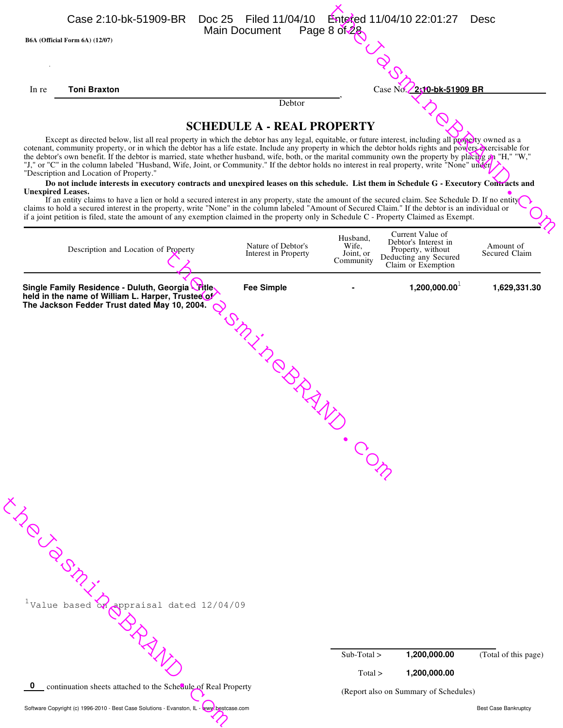B6A (Official Form 6A) (12/07)

In re **Toni Braxton**, Debtor

Case No. **2:10-bk-51909 BR**

## SCHEDULE A - REAL PROPERTY

Except as directed below, list all real property in which the debtor has any legal, equitable, or future interest, including all property owned as a cotenant, community property, or in which the debtor has a life estate. Include any property in which the debtor holds rights and powers exercisable for the debtor's own benefit. If the debtor is married, state whether husband, wife, both, or the marital community own the property by placing an "H," "W," "J," or "C" in the column labeled "Husband, Wife, Joint, or Community." If the debtor holds no interest in real property, write "None" under "Description and Location of Property."

**Do not include interests in executory contracts and unexpired leases on this schedule. List them in Schedule G - Executory Contracts and Unexpired Leases.**

If an entity claims to have a lien or hold a secured interest in any property, state the amount of the secured claim. See Schedule D. If no entity claims to hold a secured interest in the property, write "None" in the column labeled "Amount of Secured Claim." If the debtor is an individual or if a joint petition is filed, state the amount of any exemption claimed in the property only in Schedule C - Property Claimed as Exempt.

| Description and Location of Property | Nature of Debtor's Interest in Property | Husband, Wife, Joint, or Community | Current Value of Debtor's Interest in Property, without Deducting any Secured Claim or Exemption | Amount of Secured Claim |
|---|---|---|---|---|
| **Single Family Residence - Duluth, Georgia - Title held in the name of William L. Harper, Trustee of The Jackson Fedder Trust dated May 10, 2004.** | **Fee Simple** | - | **1,200,000.00**[1] | **1,629,331.30** |

[1] Value based on appraisal dated 12/04/09

| | | |
|---|---|---|
| Sub-Total > | **1,200,000.00** | (Total of this page) |
| Total > | **1,200,000.00** | |

(Report also on Summary of Schedules)

**0** continuation sheets attached to the Schedule of Real Property

Software Copyright (c) 1996-2010 - Best Case Solutions - Evanston, IL - www.bestcase.com — Best Case Bankruptcy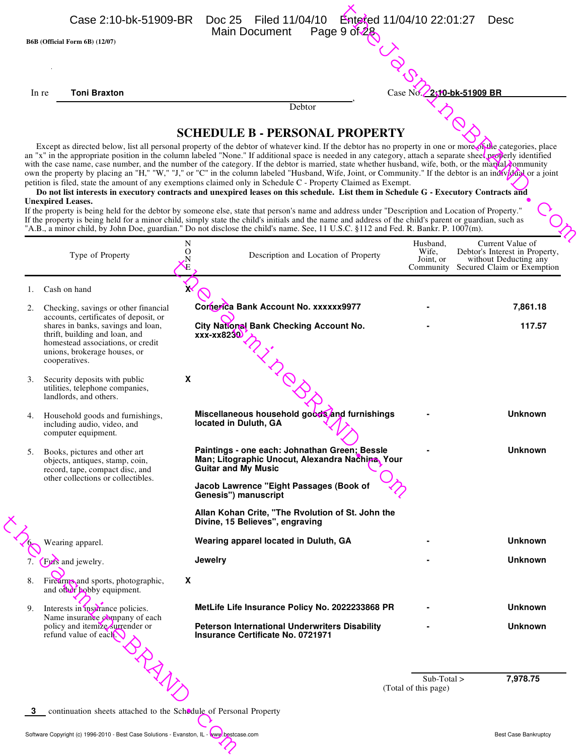B6B (Official Form 6B) (12/07)

In re **Toni Braxton** , Debtor

Case No. **2:10-bk-51909 BR**

# SCHEDULE B - PERSONAL PROPERTY

Except as directed below, list all personal property of the debtor of whatever kind. If the debtor has no property in one or more of the categories, place an "x" in the appropriate position in the column labeled "None." If additional space is needed in any category, attach a separate sheet properly identified with the case name, case number, and the number of the category. If the debtor is married, state whether husband, wife, both, or the marital community own the property by placing an "H," "W," "J," or "C" in the column labeled "Husband, Wife, Joint, or Community." If the debtor is an individual or a joint petition is filed, state the amount of any exemptions claimed only in Schedule C - Property Claimed as Exempt.

**Do not list interests in executory contracts and unexpired leases on this schedule. List them in Schedule G - Executory Contracts and Unexpired Leases.**

If the property is being held for the debtor by someone else, state that person's name and address under "Description and Location of Property." If the property is being held for a minor child, simply state the child's initials and the name and address of the child's parent or guardian, such as "A.B., a minor child, by John Doe, guardian." Do not disclose the child's name. See, 11 U.S.C. §112 and Fed. R. Bankr. P. 1007(m).

| Type of Property | NONE | Description and Location of Property | Husband, Wife, Joint, or Community | Current Value of Debtor's Interest in Property, without Deducting any Secured Claim or Exemption |
|---|---|---|---|---|
| 1. Cash on hand | X | | | |
| 2. Checking, savings or other financial accounts, certificates of deposit, or shares in banks, savings and loan, thrift, building and loan, and homestead associations, or credit unions, brokerage houses, or cooperatives. | | **Comerica Bank Account No. xxxxxx9977** | - | **7,861.18** |
| | | **City National Bank Checking Account No. xxx-xx8230** | - | **117.57** |
| 3. Security deposits with public utilities, telephone companies, landlords, and others. | X | | | |
| 4. Household goods and furnishings, including audio, video, and computer equipment. | | **Miscellaneous household goods and furnishings located in Duluth, GA** | - | **Unknown** |
| 5. Books, pictures and other art objects, antiques, stamp, coin, record, tape, compact disc, and other collections or collectibles. | | **Paintings - one each: Johnathan Green; Bessle Man; Litographic Unocut, Alexandra Nachina, Your Guitar and My Music** | - | **Unknown** |
| | | **Jacob Lawrence "Eight Passages (Book of Genesis") manuscript** | | |
| | | **Allan Kohan Crite, "The Rvolution of St. John the Divine, 15 Believes", engraving** | | |
| 6. Wearing apparel. | | **Wearing apparel located in Duluth, GA** | - | **Unknown** |
| 7. Furs and jewelry. | | **Jewelry** | - | **Unknown** |
| 8. Firearms and sports, photographic, and other hobby equipment. | X | | | |
| 9. Interests in insurance policies. Name insurance company of each policy and itemize surrender or refund value of each. | | **MetLife Life Insurance Policy No. 2022233868 PR** | - | **Unknown** |
| | | **Peterson International Underwriters Disability Insurance Certificate No. 0721971** | - | **Unknown** |

Sub-Total > **7,978.75**
(Total of this page)

**3** continuation sheets attached to the Schedule of Personal Property

Software Copyright (c) 1996-2010 - Best Case Solutions - Evanston, IL - www.bestcase.com Best Case Bankruptcy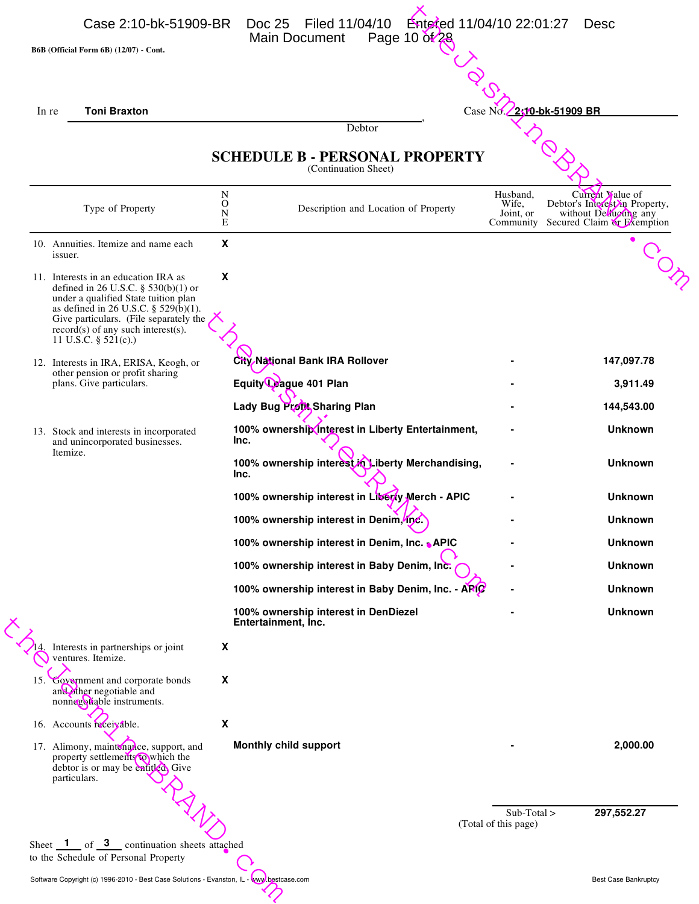B6B (Official Form 6B) (12/07) - Cont.

In re **Toni Braxton** , Debtor

Case No. **2:10-bk-51909 BR**

# SCHEDULE B - PERSONAL PROPERTY

(Continuation Sheet)

| Type of Property | N O N E | Description and Location of Property | Husband, Wife, Joint, or Community | Current Value of Debtor's Interest in Property, without Deducting any Secured Claim or Exemption |
|---|---|---|---|---|
| 10. Annuities. Itemize and name each issuer. | X | | | |
| 11. Interests in an education IRA as defined in 26 U.S.C. § 530(b)(1) or under a qualified State tuition plan as defined in 26 U.S.C. § 529(b)(1). Give particulars. (File separately the record(s) of any such interest(s). 11 U.S.C. § 521(c).) | X | | | |
| 12. Interests in IRA, ERISA, Keogh, or other pension or profit sharing plans. Give particulars. | | **City National Bank IRA Rollover** | - | **147,097.78** |
| | | **Equity League 401 Plan** | - | **3,911.49** |
| | | **Lady Bug Profit Sharing Plan** | - | **144,543.00** |
| 13. Stock and interests in incorporated and unincorporated businesses. Itemize. | | **100% ownership interest in Liberty Entertainment, Inc.** | - | **Unknown** |
| | | **100% ownership interest in Liberty Merchandising, Inc.** | - | **Unknown** |
| | | **100% ownership interest in Liberty Merch - APIC** | - | **Unknown** |
| | | **100% ownership interest in Denim, Inc.** | - | **Unknown** |
| | | **100% ownership interest in Denim, Inc. - APIC** | - | **Unknown** |
| | | **100% ownership interest in Baby Denim, Inc.** | - | **Unknown** |
| | | **100% ownership interest in Baby Denim, Inc. - APIC** | - | **Unknown** |
| | | **100% ownership interest in DenDiezel Entertainment, Inc.** | - | **Unknown** |
| 14. Interests in partnerships or joint ventures. Itemize. | X | | | |
| 15. Government and corporate bonds and other negotiable and nonnegotiable instruments. | X | | | |
| 16. Accounts receivable. | X | | | |
| 17. Alimony, maintenance, support, and property settlements to which the debtor is or may be entitled. Give particulars. | | **Monthly child support** | - | **2,000.00** |

Sub-Total > **297,552.27**
(Total of this page)

Sheet 1 of 3 continuation sheets attached to the Schedule of Personal Property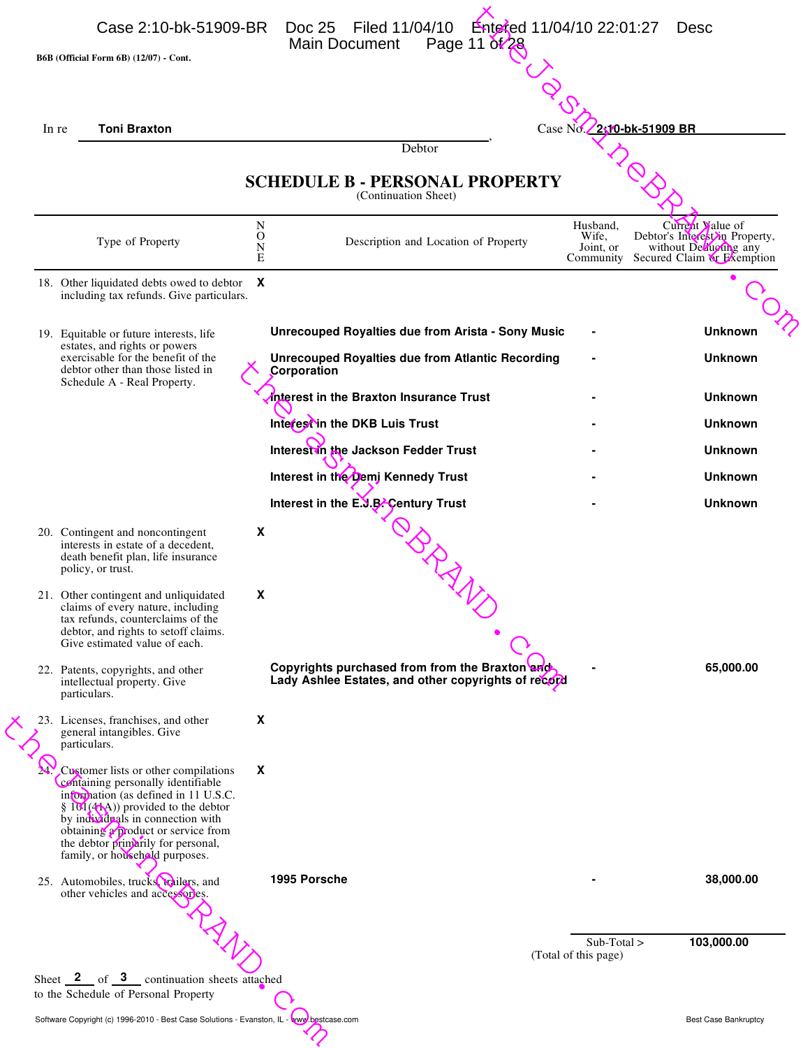B6B (Official Form 6B) (12/07) - Cont.

In re **Toni Braxton**, Debtor

Case No. **2:10-bk-51909 BR**

# SCHEDULE B - PERSONAL PROPERTY

(Continuation Sheet)

| Type of Property | N O N E | Description and Location of Property | Husband, Wife, Joint, or Community | Current Value of Debtor's Interest in Property, without Deducting any Secured Claim or Exemption |
|---|---|---|---|---|
| 18. Other liquidated debts owed to debtor including tax refunds. Give particulars. | X | | | |
| 19. Equitable or future interests, life estates, and rights or powers exercisable for the benefit of the debtor other than those listed in Schedule A - Real Property. | | **Unrecouped Royalties due from Arista - Sony Music** | - | **Unknown** |
| | | **Unrecouped Royalties due from Atlantic Recording Corporation** | - | **Unknown** |
| | | **Interest in the Braxton Insurance Trust** | - | **Unknown** |
| | | **Interest in the DKB Luis Trust** | - | **Unknown** |
| | | **Interest in the Jackson Fedder Trust** | - | **Unknown** |
| | | **Interest in the Demi Kennedy Trust** | - | **Unknown** |
| | | **Interest in the E.J.B. Century Trust** | - | **Unknown** |
| 20. Contingent and noncontingent interests in estate of a decedent, death benefit plan, life insurance policy, or trust. | X | | | |
| 21. Other contingent and unliquidated claims of every nature, including tax refunds, counterclaims of the debtor, and rights to setoff claims. Give estimated value of each. | X | | | |
| 22. Patents, copyrights, and other intellectual property. Give particulars. | | **Copyrights purchased from from the Braxton and Lady Ashlee Estates, and other copyrights of record** | - | **65,000.00** |
| 23. Licenses, franchises, and other general intangibles. Give particulars. | X | | | |
| 24. Customer lists or other compilations containing personally identifiable information (as defined in 11 U.S.C. § 101(41A)) provided to the debtor by individuals in connection with obtaining a product or service from the debtor primarily for personal, family, or household purposes. | X | | | |
| 25. Automobiles, trucks, trailers, and other vehicles and accessories. | | **1995 Porsche** | - | **38,000.00** |

Sub-Total > **103,000.00**
(Total of this page)

Sheet **2** of **3** continuation sheets attached to the Schedule of Personal Property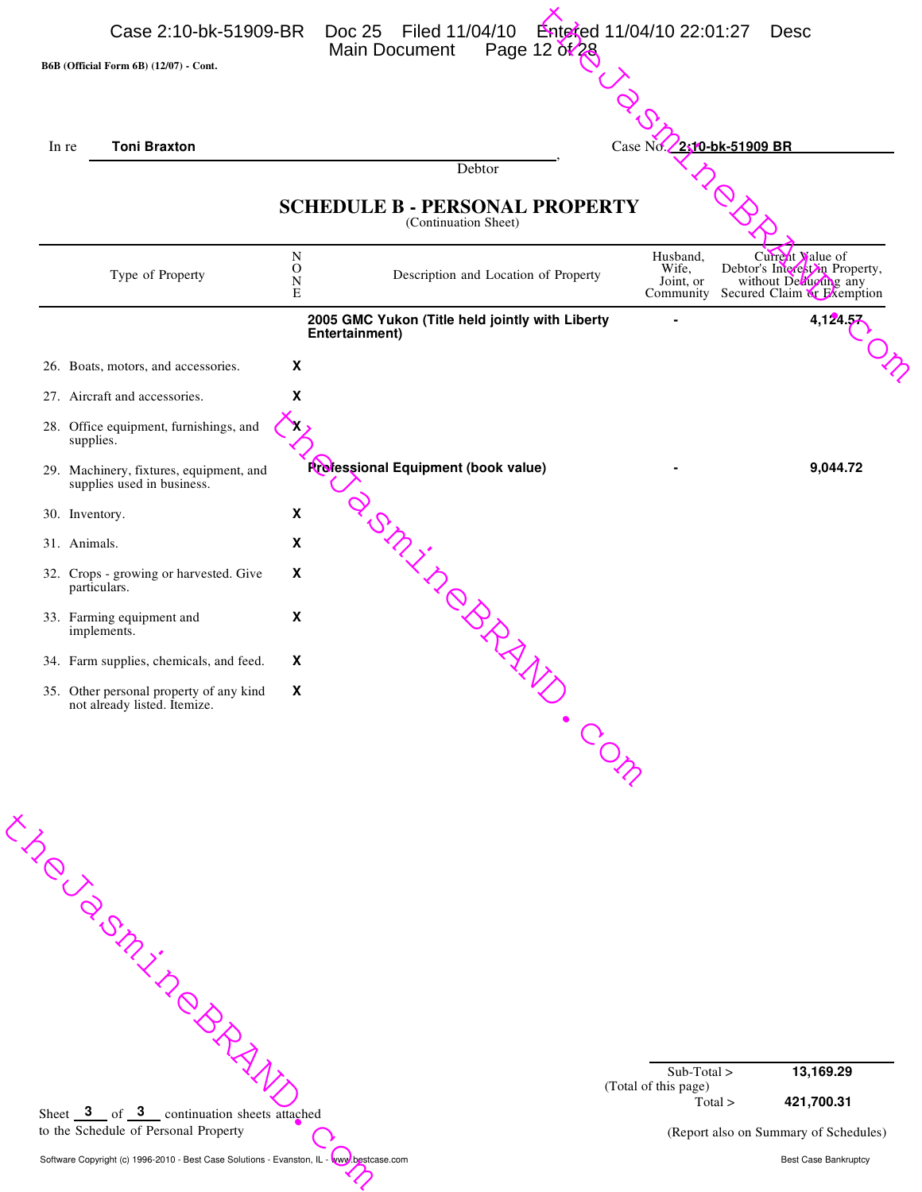B6B (Official Form 6B) (12/07) - Cont.

In re **Toni Braxton**, Debtor

Case No. **2:10-bk-51909 BR**

# SCHEDULE B - PERSONAL PROPERTY

(Continuation Sheet)

| Type of Property | NONE | Description and Location of Property | Husband, Wife, Joint, or Community | Current Value of Debtor's Interest in Property, without Deducting any Secured Claim or Exemption |
|---|---|---|---|---|
| | | **2005 GMC Yukon (Title held jointly with Liberty Entertainment)** | **-** | **4,124.57** |
| 26. Boats, motors, and accessories. | **X** | | | |
| 27. Aircraft and accessories. | **X** | | | |
| 28. Office equipment, furnishings, and supplies. | **X** | | | |
| 29. Machinery, fixtures, equipment, and supplies used in business. | | **Professional Equipment (book value)** | **-** | **9,044.72** |
| 30. Inventory. | **X** | | | |
| 31. Animals. | **X** | | | |
| 32. Crops - growing or harvested. Give particulars. | **X** | | | |
| 33. Farming equipment and implements. | **X** | | | |
| 34. Farm supplies, chemicals, and feed. | **X** | | | |
| 35. Other personal property of any kind not already listed. Itemize. | **X** | | | |

Sub-Total > **13,169.29**
(Total of this page)

Total > **421,700.31**

(Report also on Summary of Schedules)

Sheet **3** of **3** continuation sheets attached to the Schedule of Personal Property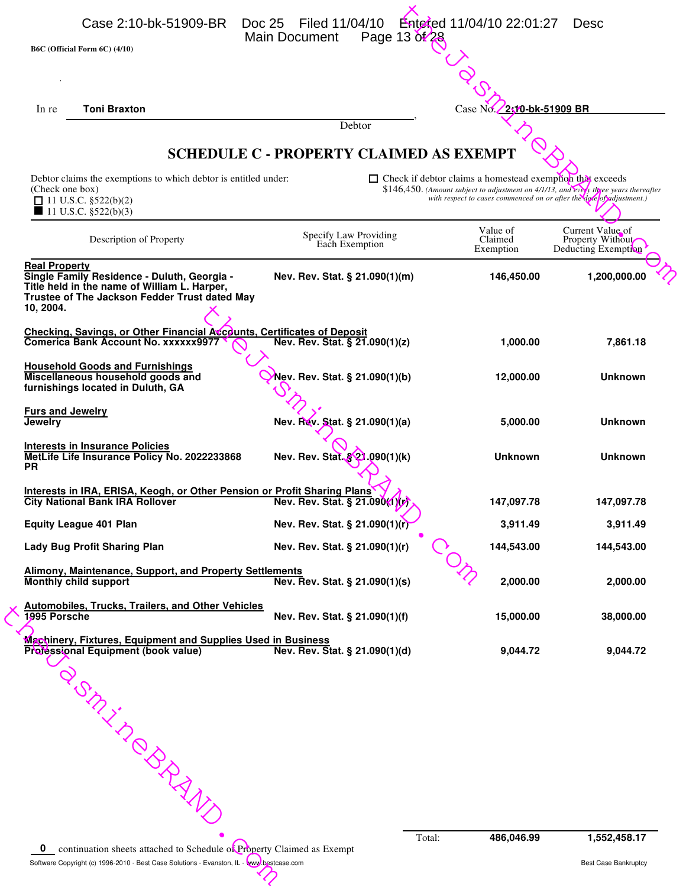B6C (Official Form 6C) (4/10)

In re **Toni Braxton**, Debtor

Case No. **2:10-bk-51909 BR**

## SCHEDULE C - PROPERTY CLAIMED AS EXEMPT

Debtor claims the exemptions to which debtor is entitled under:
(Check one box)

☐ 11 U.S.C. §522(b)(2)
■ 11 U.S.C. §522(b)(3)

☐ Check if debtor claims a homestead exemption that exceeds $146,450. *(Amount subject to adjustment on 4/1/13, and every three years thereafter with respect to cases commenced on or after the date of adjustment.)*

| Description of Property | Specify Law Providing Each Exemption | Value of Claimed Exemption | Current Value of Property Without Deducting Exemption |
|---|---|---|---|
| **Real Property** | | | |
| **Single Family Residence - Duluth, Georgia - Title held in the name of William L. Harper, Trustee of The Jackson Fedder Trust dated May 10, 2004.** | **Nev. Rev. Stat. § 21.090(1)(m)** | **146,450.00** | **1,200,000.00** |
| **Checking, Savings, or Other Financial Accounts, Certificates of Deposit** | | | |
| **Comerica Bank Account No. xxxxxx9977** | **Nev. Rev. Stat. § 21.090(1)(z)** | **1,000.00** | **7,861.18** |
| **Household Goods and Furnishings** | | | |
| **Miscellaneous household goods and furnishings located in Duluth, GA** | **Nev. Rev. Stat. § 21.090(1)(b)** | **12,000.00** | **Unknown** |
| **Furs and Jewelry** | | | |
| **Jewelry** | **Nev. Rev. Stat. § 21.090(1)(a)** | **5,000.00** | **Unknown** |
| **Interests in Insurance Policies** | | | |
| **MetLife Life Insurance Policy No. 2022233868 PR** | **Nev. Rev. Stat. § 21.090(1)(k)** | **Unknown** | **Unknown** |
| **Interests in IRA, ERISA, Keogh, or Other Pension or Profit Sharing Plans** | | | |
| **City National Bank IRA Rollover** | **Nev. Rev. Stat. § 21.090(1)(r)** | **147,097.78** | **147,097.78** |
| **Equity League 401 Plan** | **Nev. Rev. Stat. § 21.090(1)(r)** | **3,911.49** | **3,911.49** |
| **Lady Bug Profit Sharing Plan** | **Nev. Rev. Stat. § 21.090(1)(r)** | **144,543.00** | **144,543.00** |
| **Alimony, Maintenance, Support, and Property Settlements** | | | |
| **Monthly child support** | **Nev. Rev. Stat. § 21.090(1)(s)** | **2,000.00** | **2,000.00** |
| **Automobiles, Trucks, Trailers, and Other Vehicles** | | | |
| **1995 Porsche** | **Nev. Rev. Stat. § 21.090(1)(f)** | **15,000.00** | **38,000.00** |
| **Machinery, Fixtures, Equipment and Supplies Used in Business** | | | |
| **Professional Equipment (book value)** | **Nev. Rev. Stat. § 21.090(1)(d)** | **9,044.72** | **9,044.72** |
| | Total: | **486,046.99** | **1,552,458.17** |

**0** continuation sheets attached to Schedule of Property Claimed as Exempt

Software Copyright (c) 1996-2010 - Best Case Solutions - Evanston, IL - www.bestcase.com Best Case Bankruptcy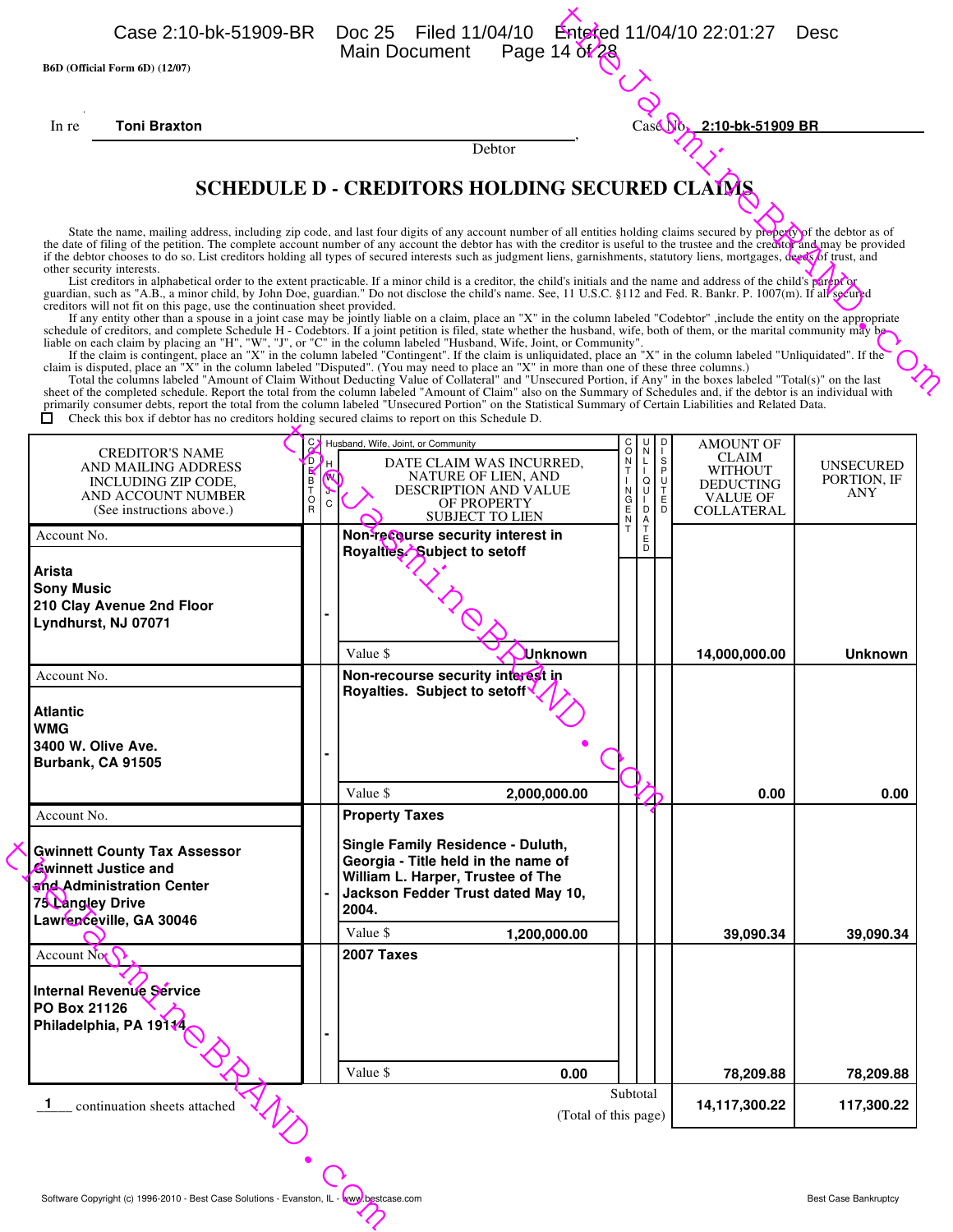B6D (Official Form 6D) (12/07)

In re **Toni Braxton**, Debtor

Case No. **2:10-bk-51909 BR**

# SCHEDULE D - CREDITORS HOLDING SECURED CLAIMS

State the name, mailing address, including zip code, and last four digits of any account number of all entities holding claims secured by property of the debtor as of the date of filing of the petition. The complete account number of any account the debtor has with the creditor is useful to the trustee and the creditor and may be provided if the debtor chooses to do so. List creditors holding all types of secured interests such as judgment liens, garnishments, statutory liens, mortgages, deeds of trust, and other security interests.

List creditors in alphabetical order to the extent practicable. If a minor child is a creditor, the child's initials and the name and address of the child's parent or guardian, such as "A.B., a minor child, by John Doe, guardian." Do not disclose the child's name. See, 11 U.S.C. §112 and Fed. R. Bankr. P. 1007(m). If all secured creditors will not fit on this page, use the continuation sheet provided.

If any entity other than a spouse in a joint case may be jointly liable on a claim, place an "X" in the column labeled "Codebtor" ,include the entity on the appropriate schedule of creditors, and complete Schedule H - Codebtors. If a joint petition is filed, state whether the husband, wife, both of them, or the marital community may be liable on each claim by placing an "H", "W", "J", or "C" in the column labeled "Husband, Wife, Joint, or Community".

If the claim is contingent, place an "X" in the column labeled "Contingent". If the claim is unliquidated, place an "X" in the column labeled "Unliquidated". If the claim is disputed, place an "X" in the column labeled "Disputed". (You may need to place an "X" in more than one of these three columns.)

Total the columns labeled "Amount of Claim Without Deducting Value of Collateral" and "Unsecured Portion, if Any" in the boxes labeled "Total(s)" on the last sheet of the completed schedule. Report the total from the column labeled "Amount of Claim" also on the Summary of Schedules and, if the debtor is an individual with primarily consumer debts, report the total from the column labeled "Unsecured Portion" on the Statistical Summary of Certain Liabilities and Related Data.

☐ Check this box if debtor has no creditors holding secured claims to report on this Schedule D.

| CREDITOR'S NAME AND MAILING ADDRESS INCLUDING ZIP CODE, AND ACCOUNT NUMBER (See instructions above.) | CODEBTOR | Husband, Wife, Joint, or Community (H W J C) | DATE CLAIM WAS INCURRED, NATURE OF LIEN, AND DESCRIPTION AND VALUE OF PROPERTY SUBJECT TO LIEN | CONTINGENT | UNLIQUIDATED | DISPUTED | AMOUNT OF CLAIM WITHOUT DEDUCTING VALUE OF COLLATERAL | UNSECURED PORTION, IF ANY |
|---|---|---|---|---|---|---|---|---|
| Account No.<br>**Arista**<br>**Sony Music**<br>**210 Clay Avenue 2nd Floor**<br>**Lyndhurst, NJ 07071** | | - | **Non-recourse security interest in Royalties. Subject to setoff**<br>Value $ **Unknown** | | | | **14,000,000.00** | **Unknown** |
| Account No.<br>**Atlantic**<br>**WMG**<br>**3400 W. Olive Ave.**<br>**Burbank, CA 91505** | | - | **Non-recourse security interest in Royalties. Subject to setoff**<br>Value $ **2,000,000.00** | | | | **0.00** | **0.00** |
| Account No.<br>**Gwinnett County Tax Assessor**<br>**Gwinnett Justice and**<br>**and Administration Center**<br>**75 Langley Drive**<br>**Lawrenceville, GA 30046** | | - | **Property Taxes**<br>**Single Family Residence - Duluth, Georgia - Title held in the name of William L. Harper, Trustee of The Jackson Fedder Trust dated May 10, 2004.**<br>Value $ **1,200,000.00** | | | | **39,090.34** | **39,090.34** |
| Account No.<br>**Internal Revenue Service**<br>**PO Box 21126**<br>**Philadelphia, PA 19114** | | - | **2007 Taxes**<br>Value $ **0.00** | | | | **78,209.88** | **78,209.88** |
| | | | Subtotal (Total of this page) | | | | **14,117,300.22** | **117,300.22** |

**1** continuation sheets attached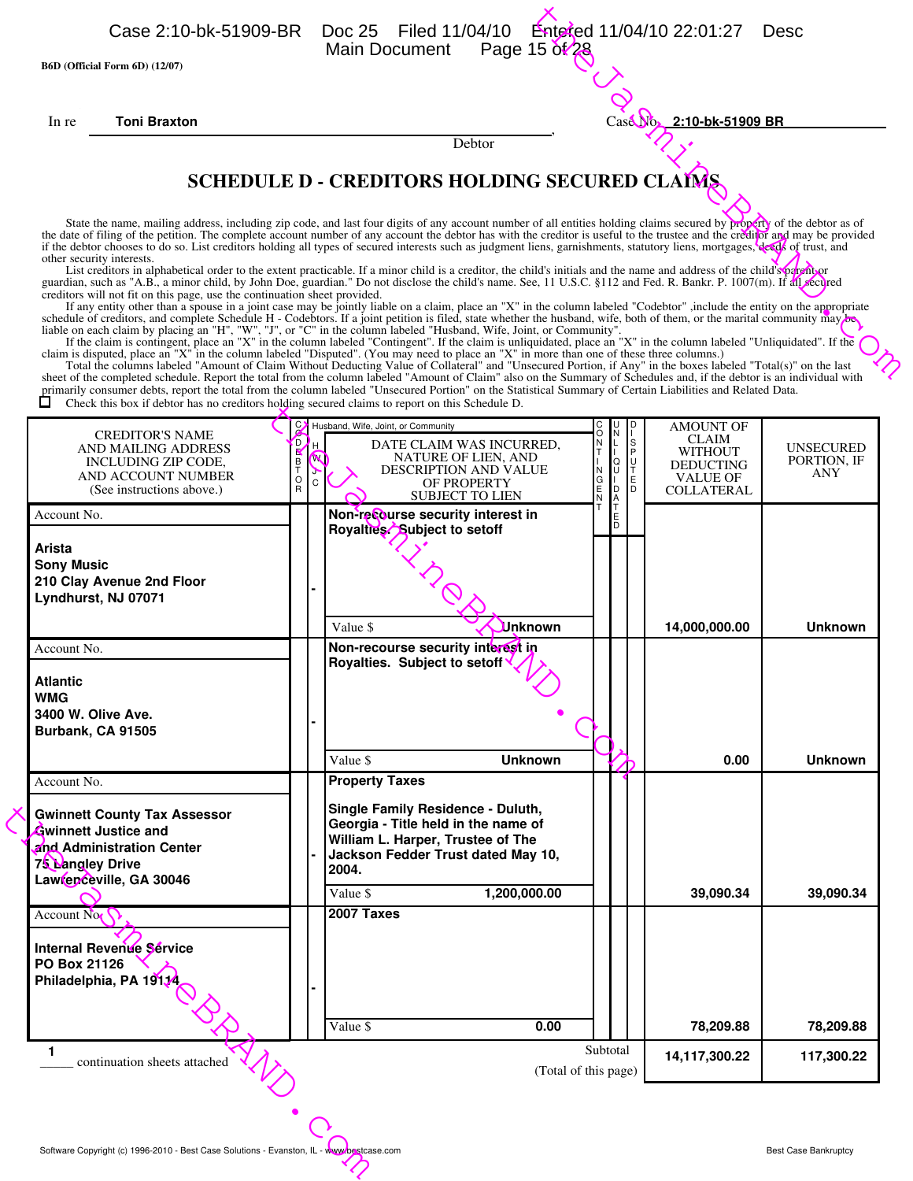B6D (Official Form 6D) (12/07)

In re **Toni Braxton**, Debtor

Case No. **2:10-bk-51909 BR**

# SCHEDULE D - CREDITORS HOLDING SECURED CLAIMS

State the name, mailing address, including zip code, and last four digits of any account number of all entities holding claims secured by property of the debtor as of the date of filing of the petition. The complete account number of any account the debtor has with the creditor is useful to the trustee and the creditor and may be provided if the debtor chooses to do so. List creditors holding all types of secured interests such as judgment liens, garnishments, statutory liens, mortgages, deeds of trust, and other security interests.

List creditors in alphabetical order to the extent practicable. If a minor child is a creditor, the child's initials and the name and address of the child's parent or guardian, such as "A.B., a minor child, by John Doe, guardian." Do not disclose the child's name. See, 11 U.S.C. §112 and Fed. R. Bankr. P. 1007(m). If all secured creditors will not fit on this page, use the continuation sheet provided.

If any entity other than a spouse in a joint case may be jointly liable on a claim, place an "X" in the column labeled "Codebtor" ,include the entity on the appropriate schedule of creditors, and complete Schedule H - Codebtors. If a joint petition is filed, state whether the husband, wife, both of them, or the marital community may be liable on each claim by placing an "H", "W", "J", or "C" in the column labeled "Husband, Wife, Joint, or Community".

If the claim is contingent, place an "X" in the column labeled "Contingent". If the claim is unliquidated, place an "X" in the column labeled "Unliquidated". If the claim is disputed, place an "X" in the column labeled "Disputed". (You may need to place an "X" in more than one of these three columns.)

Total the columns labeled "Amount of Claim Without Deducting Value of Collateral" and "Unsecured Portion, if Any" in the boxes labeled "Total(s)" on the last sheet of the completed schedule. Report the total from the column labeled "Amount of Claim" also on the Summary of Schedules and, if the debtor is an individual with primarily consumer debts, report the total from the column labeled "Unsecured Portion" on the Statistical Summary of Certain Liabilities and Related Data.

☐ Check this box if debtor has no creditors holding secured claims to report on this Schedule D.

| CREDITOR'S NAME AND MAILING ADDRESS INCLUDING ZIP CODE, AND ACCOUNT NUMBER (See instructions above.) | CODEBTOR | Husband, Wife, Joint, or Community (H W J C) | DATE CLAIM WAS INCURRED, NATURE OF LIEN, AND DESCRIPTION AND VALUE OF PROPERTY SUBJECT TO LIEN | CONTINGENT | UNLIQUIDATED | DISPUTED | AMOUNT OF CLAIM WITHOUT DEDUCTING VALUE OF COLLATERAL | UNSECURED PORTION, IF ANY |
|---|---|---|---|---|---|---|---|---|
| Account No.<br>**Arista**<br>**Sony Music**<br>**210 Clay Avenue 2nd Floor**<br>**Lyndhurst, NJ 07071** | | - | **Non-recourse security interest in Royalties. Subject to setoff**<br>Value $ **Unknown** | | | | **14,000,000.00** | **Unknown** |
| Account No.<br>**Atlantic**<br>**WMG**<br>**3400 W. Olive Ave.**<br>**Burbank, CA 91505** | | - | **Non-recourse security interest in Royalties. Subject to setoff**<br>Value $ **Unknown** | | | | **0.00** | **Unknown** |
| Account No.<br>**Gwinnett County Tax Assessor**<br>**Gwinnett Justice and**<br>**and Administration Center**<br>**75 Langley Drive**<br>**Lawrenceville, GA 30046** | | - | **Property Taxes**<br>**Single Family Residence - Duluth, Georgia - Title held in the name of William L. Harper, Trustee of The Jackson Fedder Trust dated May 10, 2004.**<br>Value $ **1,200,000.00** | | | | **39,090.34** | **39,090.34** |
| Account No.<br>**Internal Revenue Service**<br>**PO Box 21126**<br>**Philadelphia, PA 19114** | | - | **2007 Taxes**<br>Value $ **0.00** | | | | **78,209.88** | **78,209.88** |
| **1** continuation sheets attached | | | Subtotal (Total of this page) | | | | **14,117,300.22** | **117,300.22** |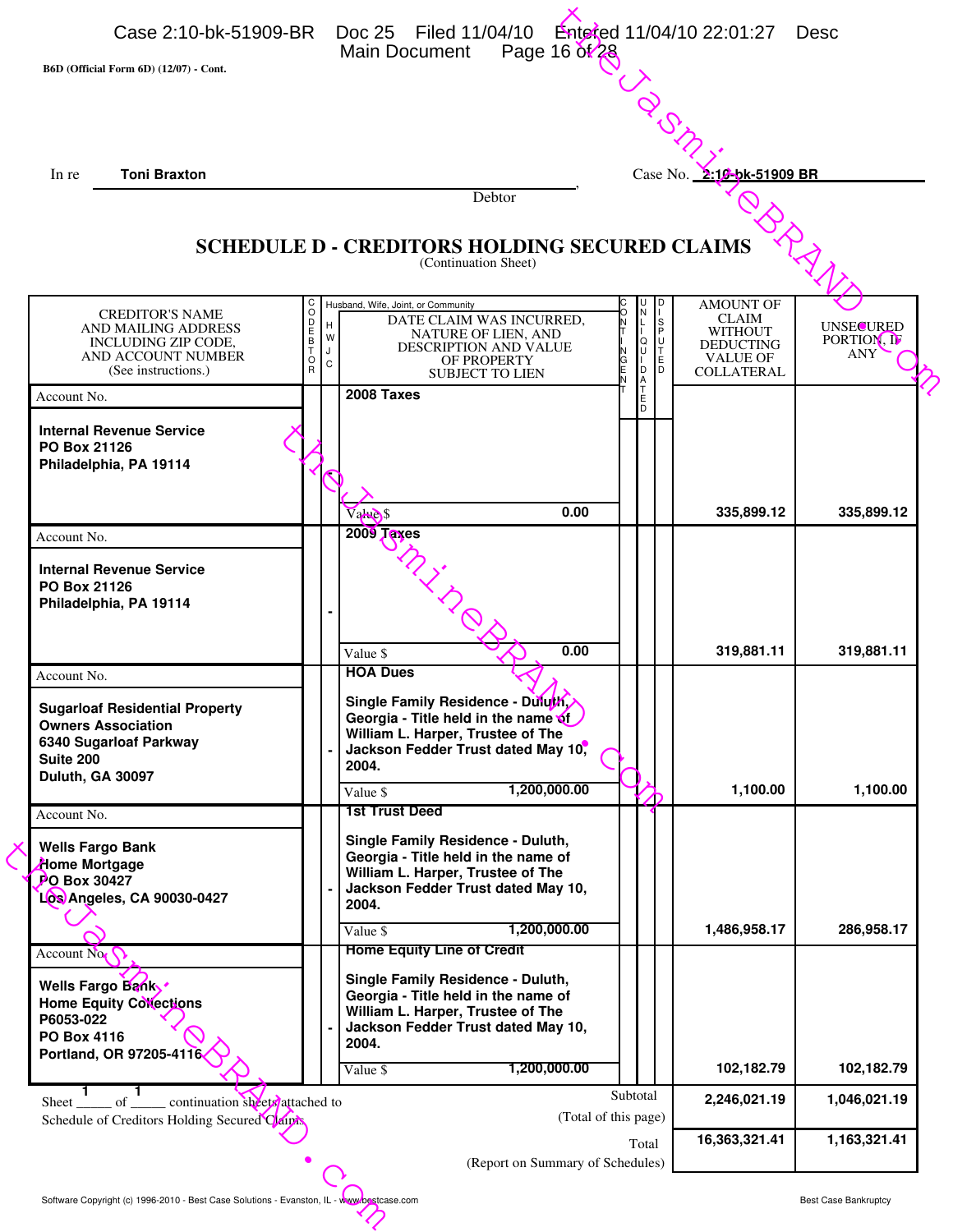B6D (Official Form 6D) (12/07) - Cont.

In re **Toni Braxton**, Debtor

Case No. **2:10-bk-51909 BR**

# SCHEDULE D - CREDITORS HOLDING SECURED CLAIMS

(Continuation Sheet)

| CREDITOR'S NAME AND MAILING ADDRESS INCLUDING ZIP CODE, AND ACCOUNT NUMBER (See instructions.) | CODEBTOR | Husband, Wife, Joint, or Community (H W J C) | DATE CLAIM WAS INCURRED, NATURE OF LIEN, AND DESCRIPTION AND VALUE OF PROPERTY SUBJECT TO LIEN | CONTINGENT | UNLIQUIDATED | DISPUTED | AMOUNT OF CLAIM WITHOUT DEDUCTING VALUE OF COLLATERAL | UNSECURED PORTION, IF ANY |
|---|---|---|---|---|---|---|---|---|
| Account No.<br>**Internal Revenue Service<br>PO Box 21126<br>Philadelphia, PA 19114** | | - | **2008 Taxes**<br>Value $ **0.00** | | | | **335,899.12** | **335,899.12** |
| Account No.<br>**Internal Revenue Service<br>PO Box 21126<br>Philadelphia, PA 19114** | | - | **2009 Taxes**<br>Value $ **0.00** | | | | **319,881.11** | **319,881.11** |
| Account No.<br>**Sugarloaf Residential Property Owners Association<br>6340 Sugarloaf Parkway<br>Suite 200<br>Duluth, GA 30097** | | - | **HOA Dues**<br>**Single Family Residence - Duluth, Georgia - Title held in the name of William L. Harper, Trustee of The Jackson Fedder Trust dated May 10, 2004.**<br>Value $ **1,200,000.00** | | | | **1,100.00** | **1,100.00** |
| Account No.<br>**Wells Fargo Bank<br>Home Mortgage<br>PO Box 30427<br>Los Angeles, CA 90030-0427** | | - | **1st Trust Deed**<br>**Single Family Residence - Duluth, Georgia - Title held in the name of William L. Harper, Trustee of The Jackson Fedder Trust dated May 10, 2004.**<br>Value $ **1,200,000.00** | | | | **1,486,958.17** | **286,958.17** |
| Account No.<br>**Wells Fargo Bank<br>Home Equity Collections<br>P6053-022<br>PO Box 4116<br>Portland, OR 97205-4116** | | - | **Home Equity Line of Credit**<br>**Single Family Residence - Duluth, Georgia - Title held in the name of William L. Harper, Trustee of The Jackson Fedder Trust dated May 10, 2004.**<br>Value $ **1,200,000.00** | | | | **102,182.79** | **102,182.79** |
| Sheet **1** of **1** continuation sheets attached to Schedule of Creditors Holding Secured Claims | | | Subtotal (Total of this page) | | | | **2,246,021.19** | **1,046,021.19** |
| | | | Total (Report on Summary of Schedules) | | | | **16,363,321.41** | **1,163,321.41** |

Software Copyright (c) 1996-2010 - Best Case Solutions - Evanston, IL - www.bestcase.com — Best Case Bankruptcy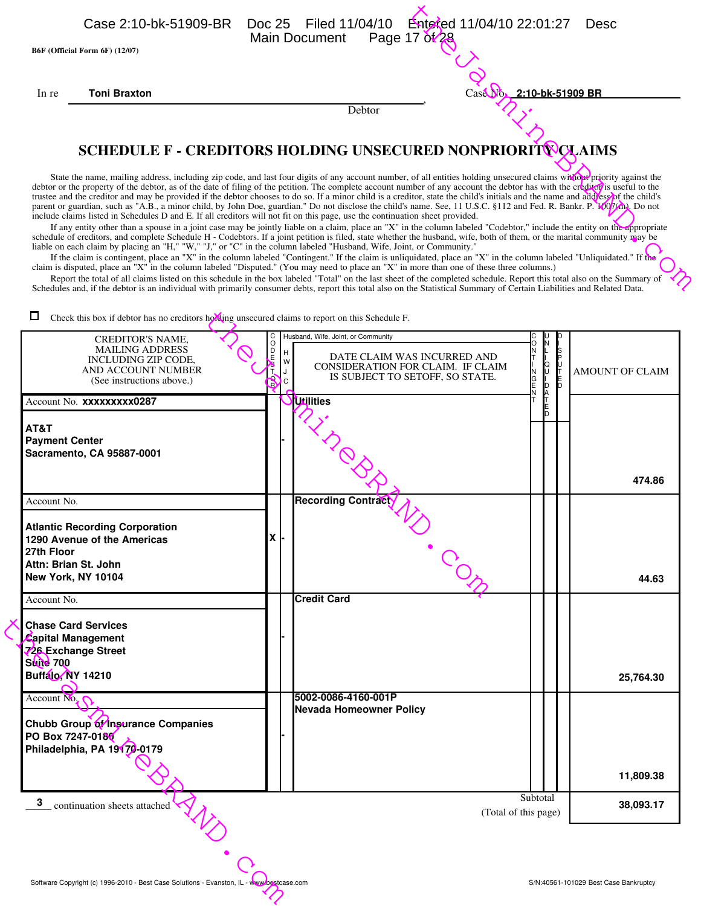B6F (Official Form 6F) (12/07)

In re **Toni Braxton** , Debtor    Case No. **2:10-bk-51909 BR**

# SCHEDULE F - CREDITORS HOLDING UNSECURED NONPRIORITY CLAIMS

State the name, mailing address, including zip code, and last four digits of any account number, of all entities holding unsecured claims without priority against the debtor or the property of the debtor, as of the date of filing of the petition. The complete account number of any account the debtor has with the creditor is useful to the trustee and the creditor and may be provided if the debtor chooses to do so. If a minor child is a creditor, state the child's initials and the name and address of the child's parent or guardian, such as "A.B., a minor child, by John Doe, guardian." Do not disclose the child's name. See, 11 U.S.C. §112 and Fed. R. Bankr. P. 1007(m). Do not include claims listed in Schedules D and E. If all creditors will not fit on this page, use the continuation sheet provided.

If any entity other than a spouse in a joint case may be jointly liable on a claim, place an "X" in the column labeled "Codebtor," include the entity on the appropriate schedule of creditors, and complete Schedule H - Codebtors. If a joint petition is filed, state whether the husband, wife, both of them, or the marital community may be liable on each claim by placing an "H," "W," "J," or "C" in the column labeled "Husband, Wife, Joint, or Community."

If the claim is contingent, place an "X" in the column labeled "Contingent." If the claim is unliquidated, place an "X" in the column labeled "Unliquidated." If the claim is disputed, place an "X" in the column labeled "Disputed." (You may need to place an "X" in more than one of these three columns.)

Report the total of all claims listed on this schedule in the box labeled "Total" on the last sheet of the completed schedule. Report this total also on the Summary of Schedules and, if the debtor is an individual with primarily consumer debts, report this total also on the Statistical Summary of Certain Liabilities and Related Data.

☐ Check this box if debtor has no creditors holding unsecured claims to report on this Schedule F.

| CREDITOR'S NAME, MAILING ADDRESS INCLUDING ZIP CODE, AND ACCOUNT NUMBER (See instructions above.) | CODEBTOR | Husband, Wife, Joint, or Community (H W J C) | DATE CLAIM WAS INCURRED AND CONSIDERATION FOR CLAIM. IF CLAIM IS SUBJECT TO SETOFF, SO STATE. | CONTINGENT | UNLIQUIDATED | DISPUTED | AMOUNT OF CLAIM |
|---|---|---|---|---|---|---|---|
| Account No. **xxxxxxxxx0287**<br><br>**AT&T**<br>**Payment Center**<br>**Sacramento, CA 95887-0001** | | - | **Utilities** | | | | **474.86** |
| Account No.<br><br>**Atlantic Recording Corporation**<br>**1290 Avenue of the Americas**<br>**27th Floor**<br>**Attn: Brian St. John**<br>**New York, NY 10104** | **X** | - | **Recording Contract** | | | | **44.63** |
| Account No.<br><br>**Chase Card Services**<br>**Capital Management**<br>**726 Exchange Street**<br>**Suite 700**<br>**Buffalo, NY 14210** | | - | **Credit Card** | | | | **25,764.30** |
| Account No.<br><br>**Chubb Group of Insurance Companies**<br>**PO Box 7247-0180**<br>**Philadelphia, PA 19170-0179** | | - | **5002-0086-4160-001P**<br>**Nevada Homeowner Policy** | | | | **11,809.38** |

**3** continuation sheets attached

Subtotal (Total of this page): **38,093.17**

Software Copyright (c) 1996-2010 - Best Case Solutions - Evanston, IL - www.bestcase.com    S/N:40561-101029 Best Case Bankruptcy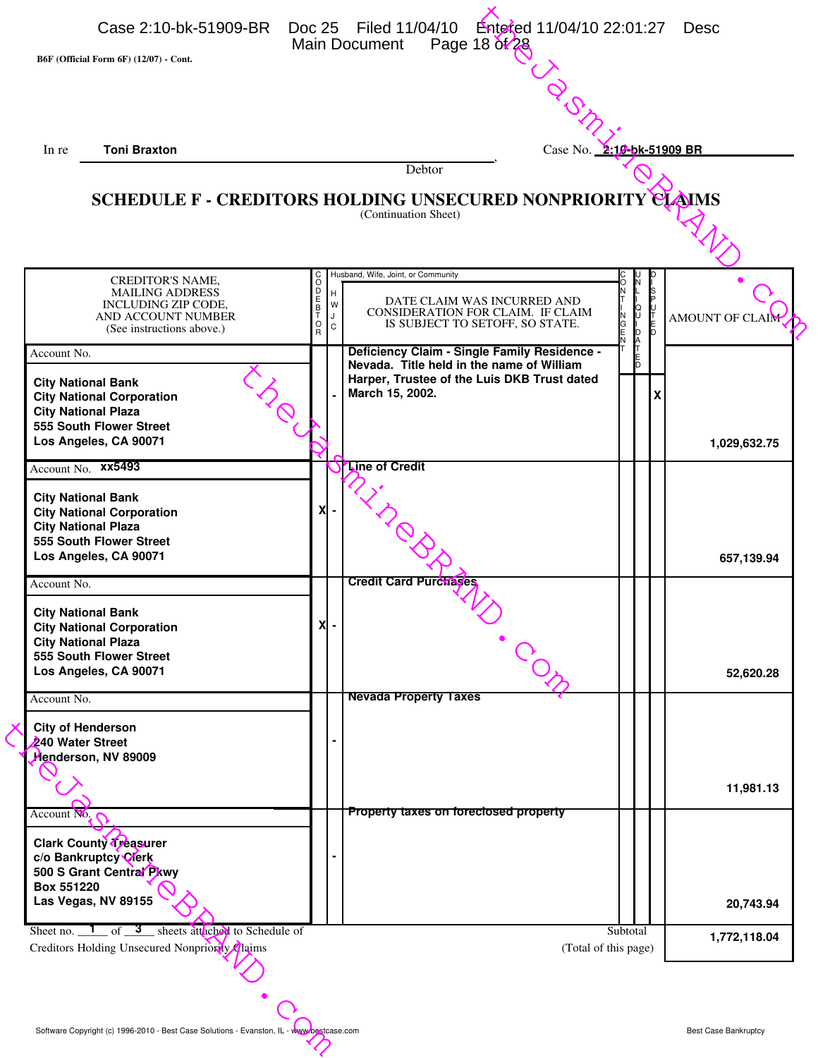B6F (Official Form 6F) (12/07) - Cont.

In re **Toni Braxton**, Debtor                                        Case No. **2:10-bk-51909 BR**

# SCHEDULE F - CREDITORS HOLDING UNSECURED NONPRIORITY CLAIMS

(Continuation Sheet)

| CREDITOR'S NAME, MAILING ADDRESS INCLUDING ZIP CODE, AND ACCOUNT NUMBER (See instructions above.) | CODEBTOR | Husband, Wife, Joint, or Community (H W J C) | DATE CLAIM WAS INCURRED AND CONSIDERATION FOR CLAIM. IF CLAIM IS SUBJECT TO SETOFF, SO STATE. | CONTINGENT | UNLIQUIDATED | DISPUTED | AMOUNT OF CLAIM |
|---|---|---|---|---|---|---|---|
| Account No.<br><br>**City National Bank**<br>**City National Corporation**<br>**City National Plaza**<br>**555 South Flower Street**<br>**Los Angeles, CA 90071** | | - | **Deficiency Claim - Single Family Residence - Nevada. Title held in the name of William Harper, Trustee of the Luis DKB Trust dated March 15, 2002.** | | | X | **1,029,632.75** |
| Account No. **xx5493**<br><br>**City National Bank**<br>**City National Corporation**<br>**City National Plaza**<br>**555 South Flower Street**<br>**Los Angeles, CA 90071** | X | - | **Line of Credit** | | | | **657,139.94** |
| Account No.<br><br>**City National Bank**<br>**City National Corporation**<br>**City National Plaza**<br>**555 South Flower Street**<br>**Los Angeles, CA 90071** | X | - | **Credit Card Purchases** | | | | **52,620.28** |
| Account No.<br><br>**City of Henderson**<br>**240 Water Street**<br>**Henderson, NV 89009** | | - | **Nevada Property Taxes** | | | | **11,981.13** |
| Account No.<br><br>**Clark County Treasurer**<br>**c/o Bankruptcy Clerk**<br>**500 S Grant Central Pkwy**<br>**Box 551220**<br>**Las Vegas, NV 89155** | | - | **Property taxes on foreclosed property** | | | | **20,743.94** |

Sheet no. **1** of **3** sheets attached to Schedule of Creditors Holding Unsecured Nonpriority Claims

Subtotal (Total of this page): **1,772,118.04**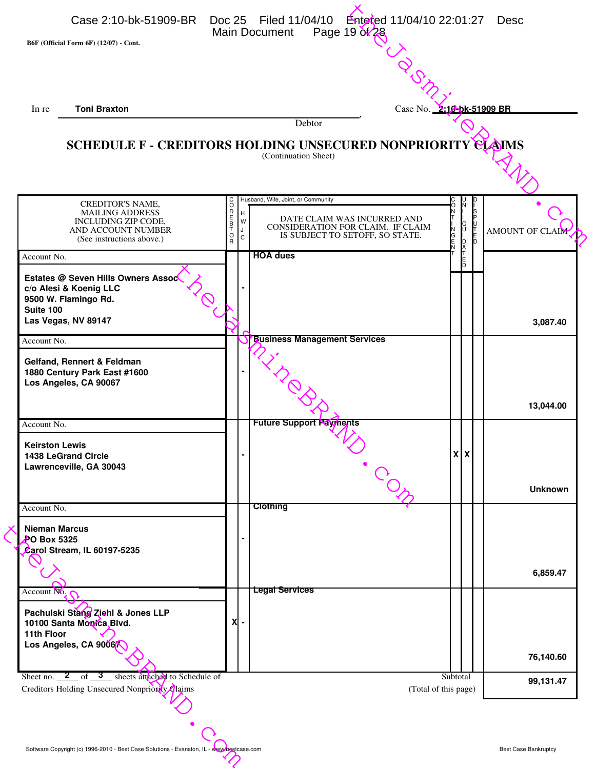B6F (Official Form 6F) (12/07) - Cont.

In re **Toni Braxton**, Debtor

Case No. **2:10-bk-51909 BR**

# SCHEDULE F - CREDITORS HOLDING UNSECURED NONPRIORITY CLAIMS

(Continuation Sheet)

| CREDITOR'S NAME, MAILING ADDRESS INCLUDING ZIP CODE, AND ACCOUNT NUMBER (See instructions above.) | CODEBTOR | Husband, Wife, Joint, or Community (H W J C) | DATE CLAIM WAS INCURRED AND CONSIDERATION FOR CLAIM. IF CLAIM IS SUBJECT TO SETOFF, SO STATE. | CONTINGENT | UNLIQUIDATED | DISPUTED | AMOUNT OF CLAIM |
|---|---|---|---|---|---|---|---|
| Account No.<br>**Estates @ Seven Hills Owners Assoc**<br>**c/o Alesi & Koenig LLC**<br>**9500 W. Flamingo Rd.**<br>**Suite 100**<br>**Las Vegas, NV 89147** | | - | **HOA dues** | | | | **3,087.40** |
| Account No.<br>**Gelfand, Rennert & Feldman**<br>**1880 Century Park East #1600**<br>**Los Angeles, CA 90067** | | - | **Business Management Services** | | | | **13,044.00** |
| Account No.<br>**Keirston Lewis**<br>**1438 LeGrand Circle**<br>**Lawrenceville, GA 30043** | | - | **Future Support Payments** | X | X | | **Unknown** |
| Account No.<br>**Nieman Marcus**<br>**PO Box 5325**<br>**Carol Stream, IL 60197-5235** | | - | **Clothing** | | | | **6,859.47** |
| Account No.<br>**Pachulski Stang Ziehl & Jones LLP**<br>**10100 Santa Monica Blvd.**<br>**11th Floor**<br>**Los Angeles, CA 90067** | X | - | **Legal Services** | | | | **76,140.60** |

Sheet no. **2** of **3** sheets attached to Schedule of Creditors Holding Unsecured Nonpriority Claims

Subtotal (Total of this page): **99,131.47**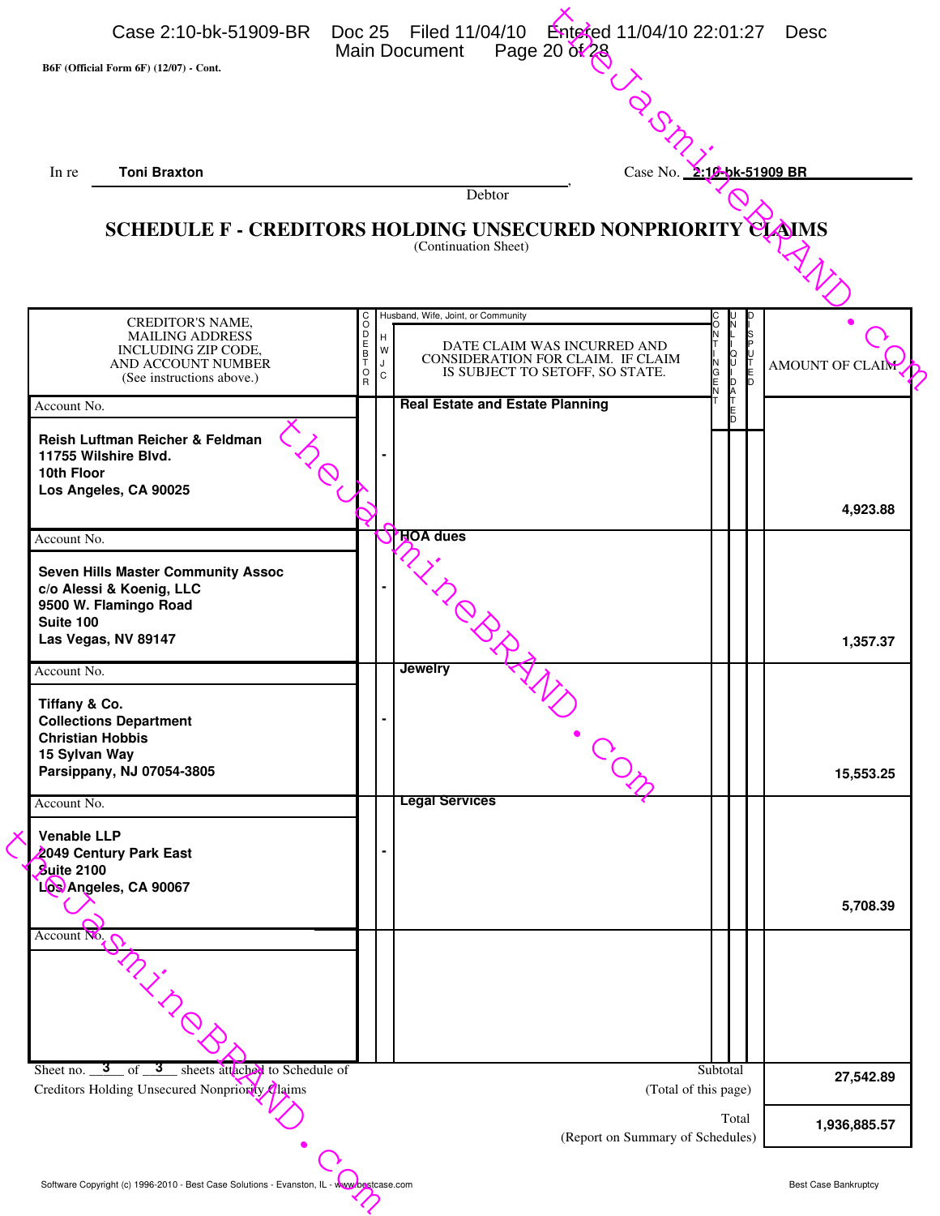B6F (Official Form 6F) (12/07) - Cont.

In re **Toni Braxton**, Debtor — Case No. **2:10-bk-51909 BR**

# SCHEDULE F - CREDITORS HOLDING UNSECURED NONPRIORITY CLAIMS

(Continuation Sheet)

| CREDITOR'S NAME, MAILING ADDRESS INCLUDING ZIP CODE, AND ACCOUNT NUMBER (See instructions above.) | CODEBTOR | Husband, Wife, Joint, or Community (H W J C) | DATE CLAIM WAS INCURRED AND CONSIDERATION FOR CLAIM. IF CLAIM IS SUBJECT TO SETOFF, SO STATE. | CONTINGENT | UNLIQUIDATED | DISPUTED | AMOUNT OF CLAIM |
|---|---|---|---|---|---|---|---|
| Account No. **Reish Luftman Reicher & Feldman** 11755 Wilshire Blvd. 10th Floor Los Angeles, CA 90025 | | - | Real Estate and Estate Planning | | | | 4,923.88 |
| Account No. **Seven Hills Master Community Assoc** c/o Alessi & Koenig, LLC 9500 W. Flamingo Road Suite 100 Las Vegas, NV 89147 | | - | HOA dues | | | | 1,357.37 |
| Account No. **Tiffany & Co.** Collections Department Christian Hobbis 15 Sylvan Way Parsippany, NJ 07054-3805 | | - | Jewelry | | | | 15,553.25 |
| Account No. **Venable LLP** 2049 Century Park East Suite 2100 Los Angeles, CA 90067 | | - | Legal Services | | | | 5,708.39 |
| Account No. | | | | | | | |

Sheet no. 3 of 3 sheets attached to Schedule of Creditors Holding Unsecured Nonpriority Claims

Subtotal (Total of this page): **27,542.89**

Total (Report on Summary of Schedules): **1,936,885.57**

Software Copyright (c) 1996-2010 - Best Case Solutions - Evanston, IL - www.bestcase.com — Best Case Bankruptcy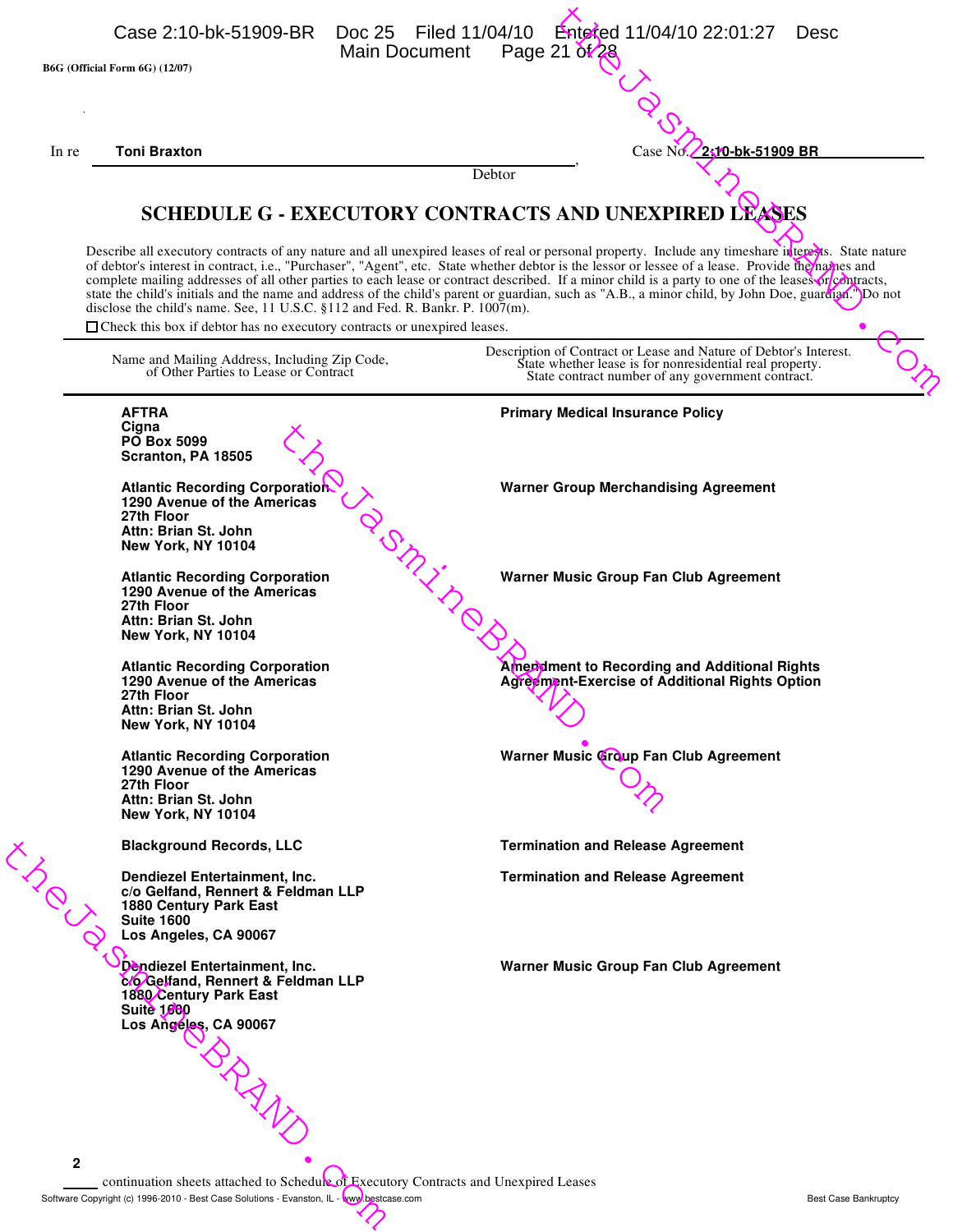B6G (Official Form 6G) (12/07)

In re **Toni Braxton** , Debtor

Case No. **2:10-bk-51909 BR**

# SCHEDULE G - EXECUTORY CONTRACTS AND UNEXPIRED LEASES

Describe all executory contracts of any nature and all unexpired leases of real or personal property. Include any timeshare interests. State nature of debtor's interest in contract, i.e., "Purchaser", "Agent", etc. State whether debtor is the lessor or lessee of a lease. Provide the names and complete mailing addresses of all other parties to each lease or contract described. If a minor child is a party to one of the leases or contracts, state the child's initials and the name and address of the child's parent or guardian, such as "A.B., a minor child, by John Doe, guardian." Do not disclose the child's name. See, 11 U.S.C. §112 and Fed. R. Bankr. P. 1007(m).

☐ Check this box if debtor has no executory contracts or unexpired leases.

| Name and Mailing Address, Including Zip Code, of Other Parties to Lease or Contract | Description of Contract or Lease and Nature of Debtor's Interest. State whether lease is for nonresidential real property. State contract number of any government contract. |
|---|---|
| **AFTRA**<br>**Cigna**<br>**PO Box 5099**<br>**Scranton, PA 18505** | **Primary Medical Insurance Policy** |
| **Atlantic Recording Corporation**<br>**1290 Avenue of the Americas**<br>**27th Floor**<br>**Attn: Brian St. John**<br>**New York, NY 10104** | **Warner Group Merchandising Agreement** |
| **Atlantic Recording Corporation**<br>**1290 Avenue of the Americas**<br>**27th Floor**<br>**Attn: Brian St. John**<br>**New York, NY 10104** | **Warner Music Group Fan Club Agreement** |
| **Atlantic Recording Corporation**<br>**1290 Avenue of the Americas**<br>**27th Floor**<br>**Attn: Brian St. John**<br>**New York, NY 10104** | **Amendment to Recording and Additional Rights Agreement-Exercise of Additional Rights Option** |
| **Atlantic Recording Corporation**<br>**1290 Avenue of the Americas**<br>**27th Floor**<br>**Attn: Brian St. John**<br>**New York, NY 10104** | **Warner Music Group Fan Club Agreement** |
| **Blackground Records, LLC** | **Termination and Release Agreement** |
| **Dendiezel Entertainment, Inc.**<br>**c/o Gelfand, Rennert & Feldman LLP**<br>**1880 Century Park East**<br>**Suite 1600**<br>**Los Angeles, CA 90067** | **Termination and Release Agreement** |
| **Dendiezel Entertainment, Inc.**<br>**c/o Gelfand, Rennert & Feldman LLP**<br>**1880 Century Park East**<br>**Suite 1600**<br>**Los Angeles, CA 90067** | **Warner Music Group Fan Club Agreement** |

**2** continuation sheets attached to Schedule of Executory Contracts and Unexpired Leases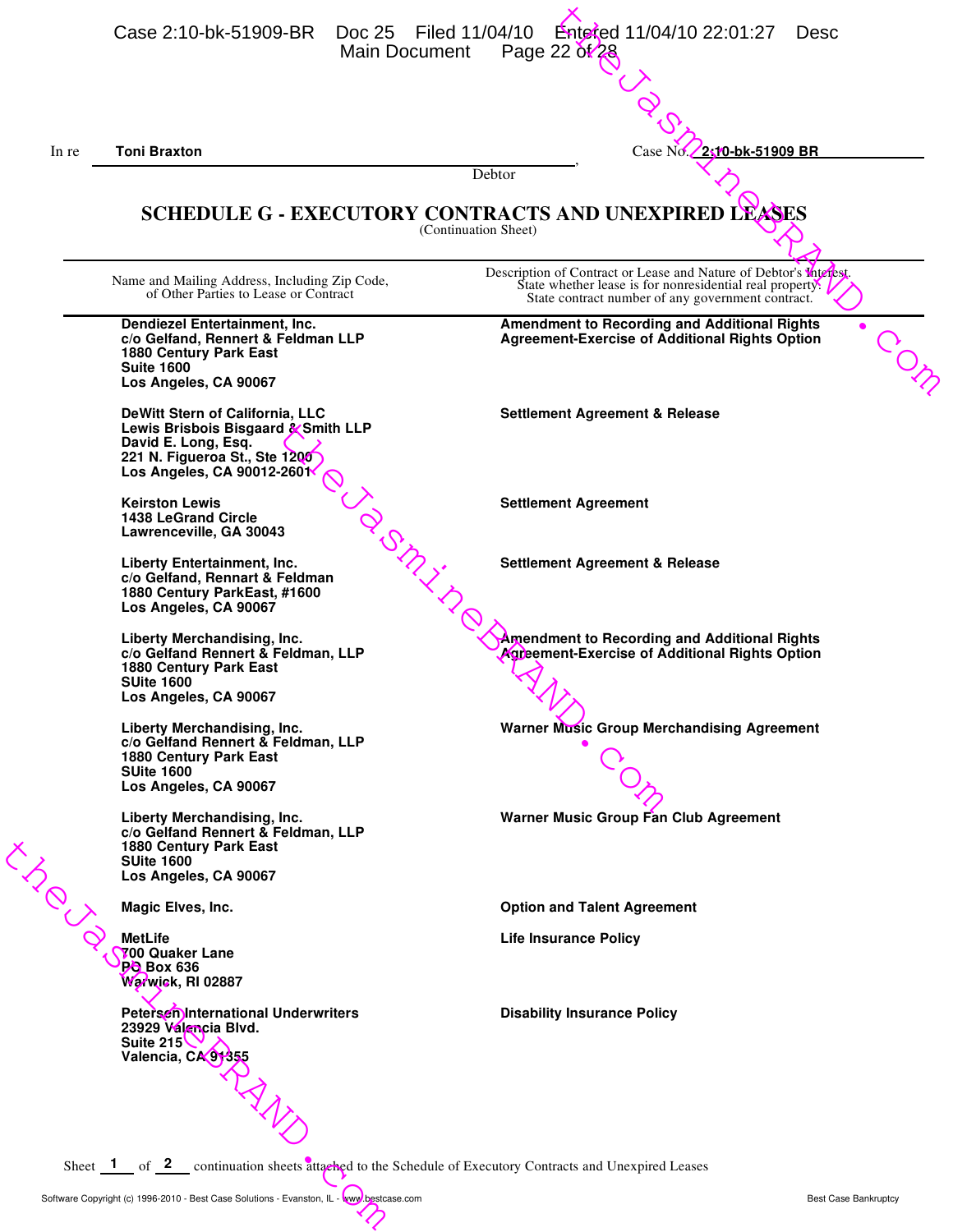In re **Toni Braxton** , Debtor Case No. **2:10-bk-51909 BR**

# SCHEDULE G - EXECUTORY CONTRACTS AND UNEXPIRED LEASES

(Continuation Sheet)

| Name and Mailing Address, Including Zip Code, of Other Parties to Lease or Contract | Description of Contract or Lease and Nature of Debtor's Interest. State whether lease is for nonresidential real property. State contract number of any government contract. |
|---|---|
| **Dendiezel Entertainment, Inc.**<br>**c/o Gelfand, Rennert & Feldman LLP**<br>**1880 Century Park East**<br>**Suite 1600**<br>**Los Angeles, CA 90067** | **Amendment to Recording and Additional Rights Agreement-Exercise of Additional Rights Option** |
| **DeWitt Stern of California, LLC**<br>**Lewis Brisbois Bisgaard & Smith LLP**<br>**David E. Long, Esq.**<br>**221 N. Figueroa St., Ste 1200**<br>**Los Angeles, CA 90012-2601** | **Settlement Agreement & Release** |
| **Keirston Lewis**<br>**1438 LeGrand Circle**<br>**Lawrenceville, GA 30043** | **Settlement Agreement** |
| **Liberty Entertainment, Inc.**<br>**c/o Gelfand, Rennart & Feldman**<br>**1880 Century ParkEast, #1600**<br>**Los Angeles, CA 90067** | **Settlement Agreement & Release** |
| **Liberty Merchandising, Inc.**<br>**c/o Gelfand Rennert & Feldman, LLP**<br>**1880 Century Park East**<br>**SUite 1600**<br>**Los Angeles, CA 90067** | **Amendment to Recording and Additional Rights Agreement-Exercise of Additional Rights Option** |
| **Liberty Merchandising, Inc.**<br>**c/o Gelfand Rennert & Feldman, LLP**<br>**1880 Century Park East**<br>**SUite 1600**<br>**Los Angeles, CA 90067** | **Warner Music Group Merchandising Agreement** |
| **Liberty Merchandising, Inc.**<br>**c/o Gelfand Rennert & Feldman, LLP**<br>**1880 Century Park East**<br>**SUite 1600**<br>**Los Angeles, CA 90067** | **Warner Music Group Fan Club Agreement** |
| **Magic Elves, Inc.** | **Option and Talent Agreement** |
| **MetLife**<br>**700 Quaker Lane**<br>**PO Box 636**<br>**Warwick, RI 02887** | **Life Insurance Policy** |
| **Petersen International Underwriters**<br>**23929 Valencia Blvd.**<br>**Suite 215**<br>**Valencia, CA 91355** | **Disability Insurance Policy** |

Sheet 1 of 2 continuation sheets attached to the Schedule of Executory Contracts and Unexpired Leases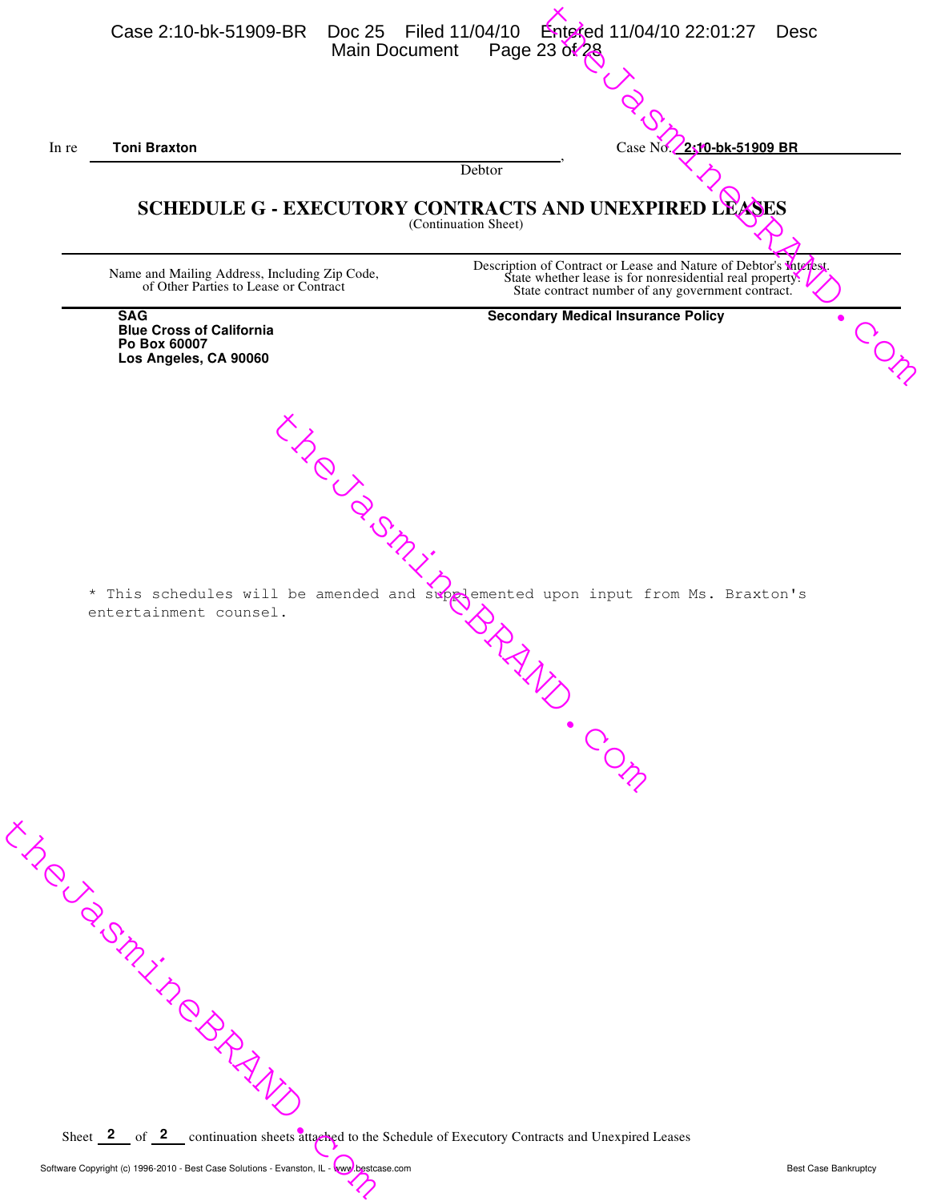In re **Toni Braxton** , Debtor

Case No. **2:10-bk-51909 BR**

## SCHEDULE G - EXECUTORY CONTRACTS AND UNEXPIRED LEASES

(Continuation Sheet)

| Name and Mailing Address, Including Zip Code, of Other Parties to Lease or Contract | Description of Contract or Lease and Nature of Debtor's Interest. State whether lease is for nonresidential real property. State contract number of any government contract. |
|---|---|
| **SAG**<br>**Blue Cross of California**<br>**Po Box 60007**<br>**Los Angeles, CA 90060** | **Secondary Medical Insurance Policy** |

* This schedules will be amended and supplemented upon input from Ms. Braxton's entertainment counsel.

Sheet 2 of 2 continuation sheets attached to the Schedule of Executory Contracts and Unexpired Leases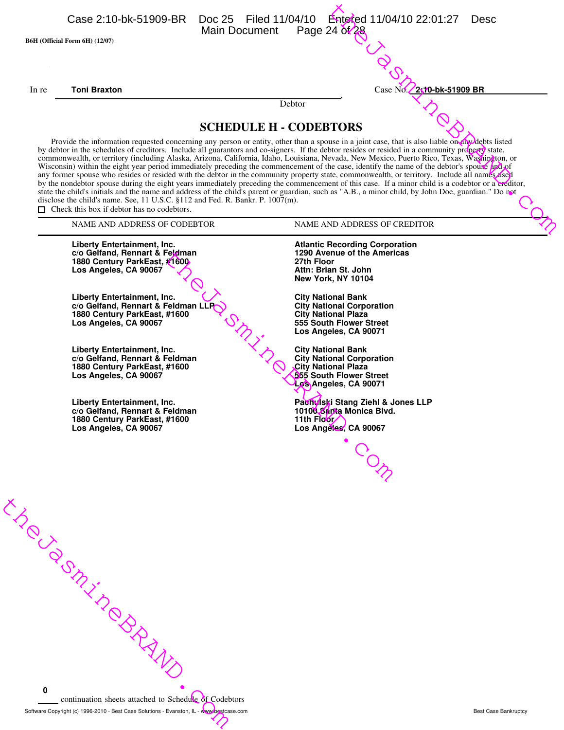B6H (Official Form 6H) (12/07)

In re **Toni Braxton**, Debtor — Case No. **2:10-bk-51909 BR**

## SCHEDULE H - CODEBTORS

Provide the information requested concerning any person or entity, other than a spouse in a joint case, that is also liable on any debts listed by debtor in the schedules of creditors. Include all guarantors and co-signers. If the debtor resides or resided in a community property state, commonwealth, or territory (including Alaska, Arizona, California, Idaho, Louisiana, Nevada, New Mexico, Puerto Rico, Texas, Washington, or Wisconsin) within the eight year period immediately preceding the commencement of the case, identify the name of the debtor's spouse and of any former spouse who resides or resided with the debtor in the community property state, commonwealth, or territory. Include all names used by the nondebtor spouse during the eight years immediately preceding the commencement of this case. If a minor child is a codebtor or a creditor, state the child's initials and the name and address of the child's parent or guardian, such as "A.B., a minor child, by John Doe, guardian." Do not disclose the child's name. See, 11 U.S.C. §112 and Fed. R. Bankr. P. 1007(m).

☐ Check this box if debtor has no codebtors.

| NAME AND ADDRESS OF CODEBTOR | NAME AND ADDRESS OF CREDITOR |
|---|---|
| **Liberty Entertainment, Inc.**<br>**c/o Gelfand, Rennart & Feldman**<br>**1880 Century ParkEast, #1600**<br>**Los Angeles, CA 90067** | **Atlantic Recording Corporation**<br>**1290 Avenue of the Americas**<br>**27th Floor**<br>**Attn: Brian St. John**<br>**New York, NY 10104** |
| **Liberty Entertainment, Inc.**<br>**c/o Gelfand, Rennart & Feldman LLP**<br>**1880 Century ParkEast, #1600**<br>**Los Angeles, CA 90067** | **City National Bank**<br>**City National Corporation**<br>**City National Plaza**<br>**555 South Flower Street**<br>**Los Angeles, CA 90071** |
| **Liberty Entertainment, Inc.**<br>**c/o Gelfand, Rennart & Feldman**<br>**1880 Century ParkEast, #1600**<br>**Los Angeles, CA 90067** | **City National Bank**<br>**City National Corporation**<br>**City National Plaza**<br>**555 South Flower Street**<br>**Los Angeles, CA 90071** |
| **Liberty Entertainment, Inc.**<br>**c/o Gelfand, Rennart & Feldman**<br>**1880 Century ParkEast, #1600**<br>**Los Angeles, CA 90067** | **Pachulski Stang Ziehl & Jones LLP**<br>**10100 Santa Monica Blvd.**<br>**11th Floor**<br>**Los Angeles, CA 90067** |

**0** continuation sheets attached to Schedule of Codebtors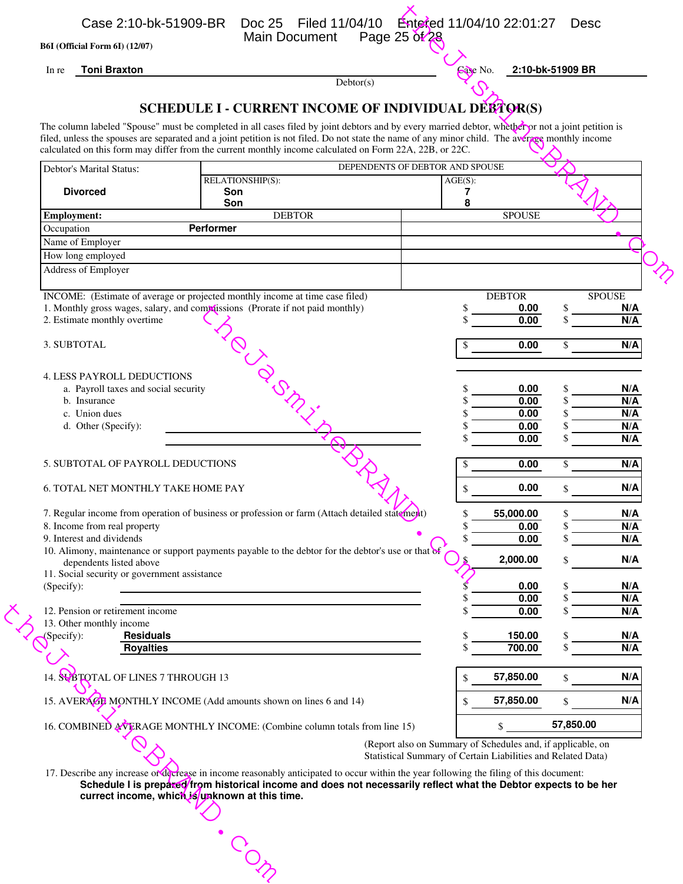B6I (Official Form 6I) (12/07)

In re **Toni Braxton** Case No. **2:10-bk-51909 BR**

Debtor(s)

# SCHEDULE I - CURRENT INCOME OF INDIVIDUAL DEBTOR(S)

The column labeled "Spouse" must be completed in all cases filed by joint debtors and by every married debtor, whether or not a joint petition is filed, unless the spouses are separated and a joint petition is not filed. Do not state the name of any minor child. The average monthly income calculated on this form may differ from the current monthly income calculated on Form 22A, 22B, or 22C.

| Debtor's Marital Status: | DEPENDENTS OF DEBTOR AND SPOUSE | |
|---|---|---|
| | RELATIONSHIP(S): | AGE(S): |
| **Divorced** | **Son** | **7** |
| | **Son** | **8** |

| Employment: | DEBTOR | SPOUSE |
|---|---|---|
| Occupation | **Performer** | |
| Name of Employer | | |
| How long employed | | |
| Address of Employer | | |

| INCOME: (Estimate of average or projected monthly income at time case filed) | DEBTOR | SPOUSE |
|---|---|---|
| 1. Monthly gross wages, salary, and commissions (Prorate if not paid monthly) | $ **0.00** | $ **N/A** |
| 2. Estimate monthly overtime | $ **0.00** | $ **N/A** |
| 3. SUBTOTAL | $ **0.00** | $ **N/A** |
| 4. LESS PAYROLL DEDUCTIONS | | |
| a. Payroll taxes and social security | $ **0.00** | $ **N/A** |
| b. Insurance | $ **0.00** | $ **N/A** |
| c. Union dues | $ **0.00** | $ **N/A** |
| d. Other (Specify): | $ **0.00** | $ **N/A** |
| | $ **0.00** | $ **N/A** |
| 5. SUBTOTAL OF PAYROLL DEDUCTIONS | $ **0.00** | $ **N/A** |
| 6. TOTAL NET MONTHLY TAKE HOME PAY | $ **0.00** | $ **N/A** |
| 7. Regular income from operation of business or profession or farm (Attach detailed statement) | $ **55,000.00** | $ **N/A** |
| 8. Income from real property | $ **0.00** | $ **N/A** |
| 9. Interest and dividends | $ **0.00** | $ **N/A** |
| 10. Alimony, maintenance or support payments payable to the debtor for the debtor's use or that of dependents listed above | $ **2,000.00** | $ **N/A** |
| 11. Social security or government assistance (Specify): | $ **0.00** | $ **N/A** |
| | $ **0.00** | $ **N/A** |
| 12. Pension or retirement income | $ **0.00** | $ **N/A** |
| 13. Other monthly income (Specify): **Residuals** | $ **150.00** | $ **N/A** |
| **Royalties** | $ **700.00** | $ **N/A** |
| 14. SUBTOTAL OF LINES 7 THROUGH 13 | $ **57,850.00** | $ **N/A** |
| 15. AVERAGE MONTHLY INCOME (Add amounts shown on lines 6 and 14) | $ **57,850.00** | $ **N/A** |
| 16. COMBINED AVERAGE MONTHLY INCOME: (Combine column totals from line 15) | $ **57,850.00** | |

(Report also on Summary of Schedules and, if applicable, on Statistical Summary of Certain Liabilities and Related Data)

17. Describe any increase or decrease in income reasonably anticipated to occur within the year following the filing of this document:
**Schedule I is prepared from historical income and does not necessarily reflect what the Debtor expects to be her currect income, which is unknown at this time.**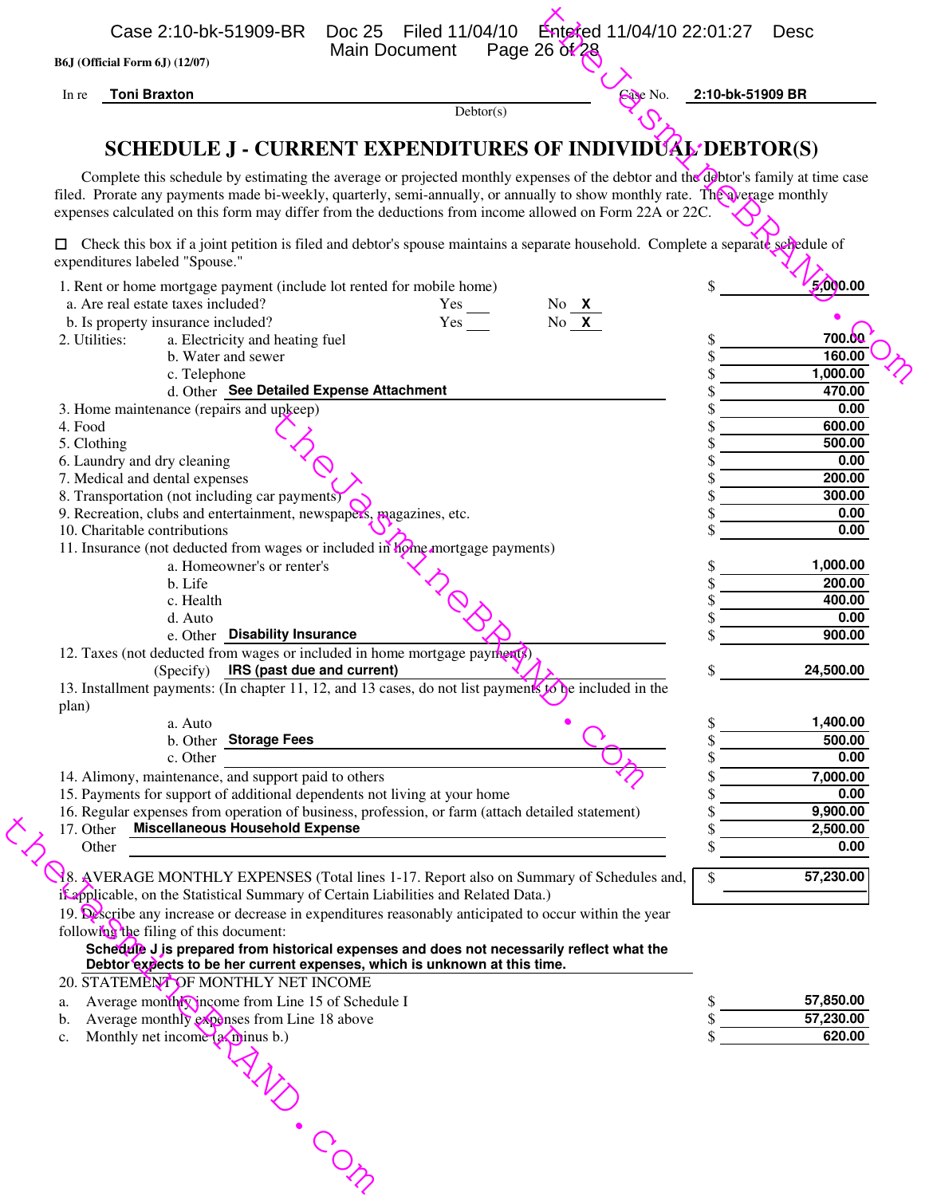B6J (Official Form 6J) (12/07)

In re **Toni Braxton** Case No. **2:10-bk-51909 BR**

Debtor(s)

# SCHEDULE J - CURRENT EXPENDITURES OF INDIVIDUAL DEBTOR(S)

Complete this schedule by estimating the average or projected monthly expenses of the debtor and the debtor's family at time case filed. Prorate any payments made bi-weekly, quarterly, semi-annually, or annually to show monthly rate. The average monthly expenses calculated on this form may differ from the deductions from income allowed on Form 22A or 22C.

☐ Check this box if a joint petition is filed and debtor's spouse maintains a separate household. Complete a separate schedule of expenditures labeled "Spouse."

| | |
|---|---|
| 1. Rent or home mortgage payment (include lot rented for mobile home) | $ 5,000.00 |
| a. Are real estate taxes included? Yes ___ No **X** | |
| b. Is property insurance included? Yes ___ No **X** | |
| 2. Utilities: a. Electricity and heating fuel | $ 700.00 |
| b. Water and sewer | $ 160.00 |
| c. Telephone | $ 1,000.00 |
| d. Other **See Detailed Expense Attachment** | $ 470.00 |
| 3. Home maintenance (repairs and upkeep) | $ 0.00 |
| 4. Food | $ 600.00 |
| 5. Clothing | $ 500.00 |
| 6. Laundry and dry cleaning | $ 0.00 |
| 7. Medical and dental expenses | $ 200.00 |
| 8. Transportation (not including car payments) | $ 300.00 |
| 9. Recreation, clubs and entertainment, newspapers, magazines, etc. | $ 0.00 |
| 10. Charitable contributions | $ 0.00 |
| 11. Insurance (not deducted from wages or included in home mortgage payments) | |
| a. Homeowner's or renter's | $ 1,000.00 |
| b. Life | $ 200.00 |
| c. Health | $ 400.00 |
| d. Auto | $ 0.00 |
| e. Other **Disability Insurance** | $ 900.00 |
| 12. Taxes (not deducted from wages or included in home mortgage payments) (Specify) **IRS (past due and current)** | $ 24,500.00 |
| 13. Installment payments: (In chapter 11, 12, and 13 cases, do not list payments to be included in the plan) | |
| a. Auto | $ 1,400.00 |
| b. Other **Storage Fees** | $ 500.00 |
| c. Other | $ 0.00 |
| 14. Alimony, maintenance, and support paid to others | $ 7,000.00 |
| 15. Payments for support of additional dependents not living at your home | $ 0.00 |
| 16. Regular expenses from operation of business, profession, or farm (attach detailed statement) | $ 9,900.00 |
| 17. Other **Miscellaneous Household Expense** | $ 2,500.00 |
| Other | $ 0.00 |
| 18. AVERAGE MONTHLY EXPENSES (Total lines 1-17. Report also on Summary of Schedules and, if applicable, on the Statistical Summary of Certain Liabilities and Related Data.) | $ 57,230.00 |

19. Describe any increase or decrease in expenditures reasonably anticipated to occur within the year following the filing of this document:

**Schedule J is prepared from historical expenses and does not necessarily reflect what the Debtor expects to be her current expenses, which is unknown at this time.**

20. STATEMENT OF MONTHLY NET INCOME

| | |
|---|---|
| a. Average monthly income from Line 15 of Schedule I | $ 57,850.00 |
| b. Average monthly expenses from Line 18 above | $ 57,230.00 |
| c. Monthly net income (a. minus b.) | $ 620.00 |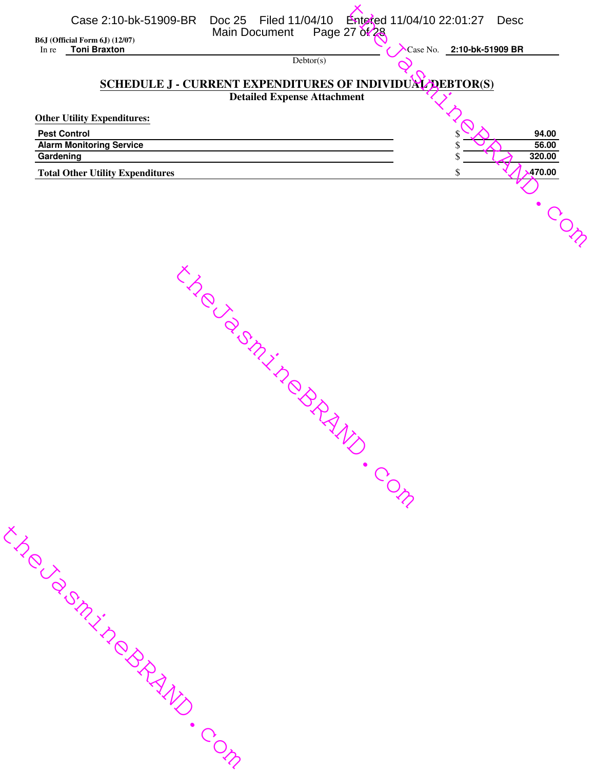B6J (Official Form 6J) (12/07)

In re **Toni Braxton** Case No. **2:10-bk-51909 BR**

Debtor(s)

## SCHEDULE J - CURRENT EXPENDITURES OF INDIVIDUAL DEBTOR(S)

### Detailed Expense Attachment

**Other Utility Expenditures:**

| | |
|---|---|
| **Pest Control** | $ **94.00** |
| **Alarm Monitoring Service** | $ **56.00** |
| **Gardening** | $ **320.00** |
| **Total Other Utility Expenditures** | $ **470.00** |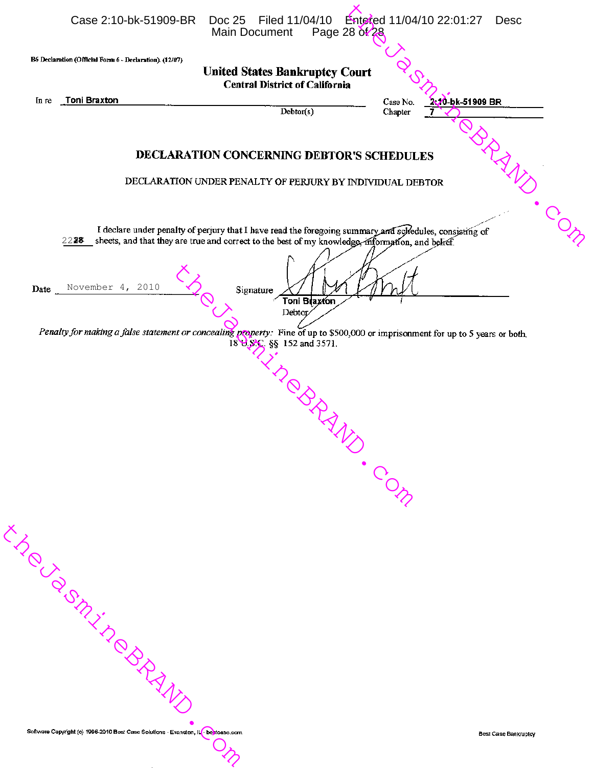B6 Declaration (Official Form 6 - Declaration). (12/07)

# United States Bankruptcy Court
## Central District of California

In re Toni Braxton | Case No. 2:10-bk-51909 BR
Debtor(s) | Chapter 7

### DECLARATION CONCERNING DEBTOR'S SCHEDULES

DECLARATION UNDER PENALTY OF PERJURY BY INDIVIDUAL DEBTOR

I declare under penalty of perjury that I have read the foregoing summary and schedules, consisting of 2228 sheets, and that they are true and correct to the best of my knowledge, information, and belief.

Date November 4, 2010 Signature

Toni Braxton
Debtor

*Penalty for making a false statement or concealing property:* Fine of up to $500,000 or imprisonment for up to 5 years or both. 18 U.S.C. §§ 152 and 3571.

Software Copyright (c) 1996-2010 Best Case Solutions - Evanston, IL - bestcase.com Best Case Bankruptcy